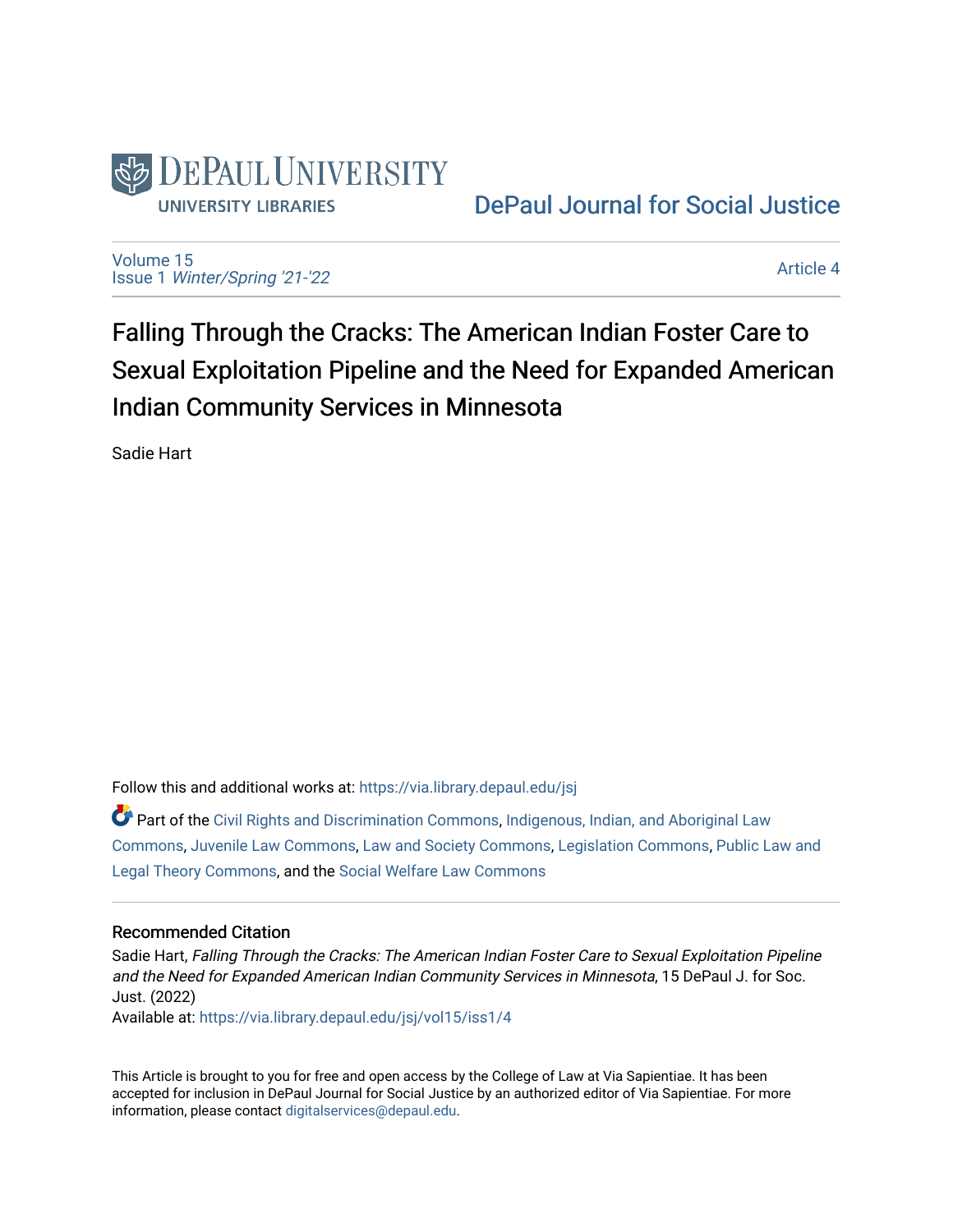DePaul University Libraries

DePaul Journal for Social Justice

Volume 15
Issue 1 *Winter/Spring '21-'22*

Article 4

# Falling Through the Cracks: The American Indian Foster Care to Sexual Exploitation Pipeline and the Need for Expanded American Indian Community Services in Minnesota

Sadie Hart

Follow this and additional works at: https://via.library.depaul.edu/jsj

Part of the Civil Rights and Discrimination Commons, Indigenous, Indian, and Aboriginal Law Commons, Juvenile Law Commons, Law and Society Commons, Legislation Commons, Public Law and Legal Theory Commons, and the Social Welfare Law Commons

## Recommended Citation

Sadie Hart, *Falling Through the Cracks: The American Indian Foster Care to Sexual Exploitation Pipeline and the Need for Expanded American Indian Community Services in Minnesota*, 15 DePaul J. for Soc. Just. (2022)

Available at: https://via.library.depaul.edu/jsj/vol15/iss1/4

This Article is brought to you for free and open access by the College of Law at Via Sapientiae. It has been accepted for inclusion in DePaul Journal for Social Justice by an authorized editor of Via Sapientiae. For more information, please contact digitalservices@depaul.edu.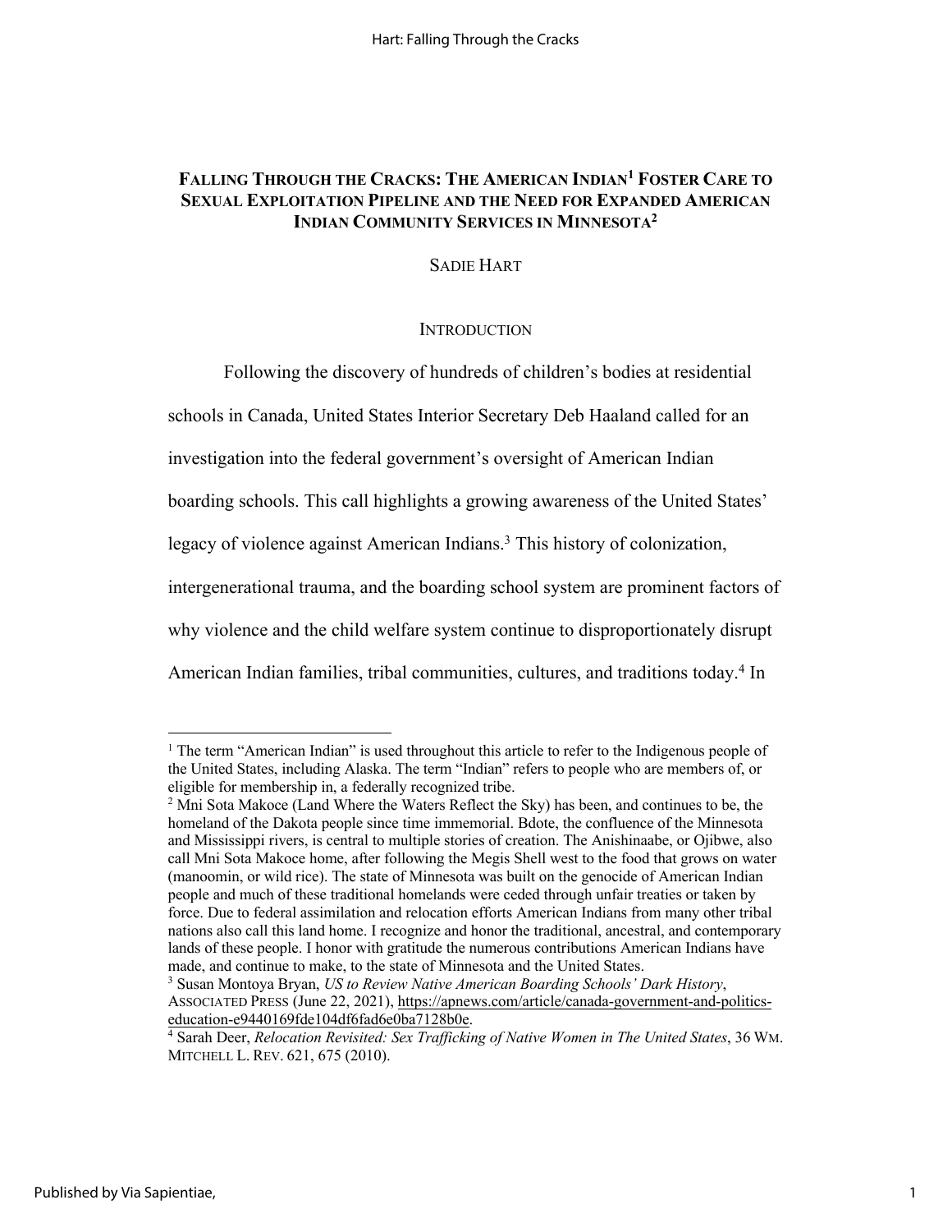## FALLING THROUGH THE CRACKS: THE AMERICAN INDIAN[1] FOSTER CARE TO SEXUAL EXPLOITATION PIPELINE AND THE NEED FOR EXPANDED AMERICAN INDIAN COMMUNITY SERVICES IN MINNESOTA[2]

SADIE HART

### INTRODUCTION

Following the discovery of hundreds of children's bodies at residential schools in Canada, United States Interior Secretary Deb Haaland called for an investigation into the federal government's oversight of American Indian boarding schools. This call highlights a growing awareness of the United States' legacy of violence against American Indians.[3] This history of colonization, intergenerational trauma, and the boarding school system are prominent factors of why violence and the child welfare system continue to disproportionately disrupt American Indian families, tribal communities, cultures, and traditions today.[4] In

---

[1] The term "American Indian" is used throughout this article to refer to the Indigenous people of the United States, including Alaska. The term "Indian" refers to people who are members of, or eligible for membership in, a federally recognized tribe.

[2] Mni Sota Makoce (Land Where the Waters Reflect the Sky) has been, and continues to be, the homeland of the Dakota people since time immemorial. Bdote, the confluence of the Minnesota and Mississippi rivers, is central to multiple stories of creation. The Anishinaabe, or Ojibwe, also call Mni Sota Makoce home, after following the Megis Shell west to the food that grows on water (manoomin, or wild rice). The state of Minnesota was built on the genocide of American Indian people and much of these traditional homelands were ceded through unfair treaties or taken by force. Due to federal assimilation and relocation efforts American Indians from many other tribal nations also call this land home. I recognize and honor the traditional, ancestral, and contemporary lands of these people. I honor with gratitude the numerous contributions American Indians have made, and continue to make, to the state of Minnesota and the United States.

[3] Susan Montoya Bryan, *US to Review Native American Boarding Schools' Dark History*, ASSOCIATED PRESS (June 22, 2021), https://apnews.com/article/canada-government-and-politics-education-e9440169fde104df6fad6e0ba7128b0e.

[4] Sarah Deer, *Relocation Revisited: Sex Trafficking of Native Women in The United States*, 36 WM. MITCHELL L. REV. 621, 675 (2010).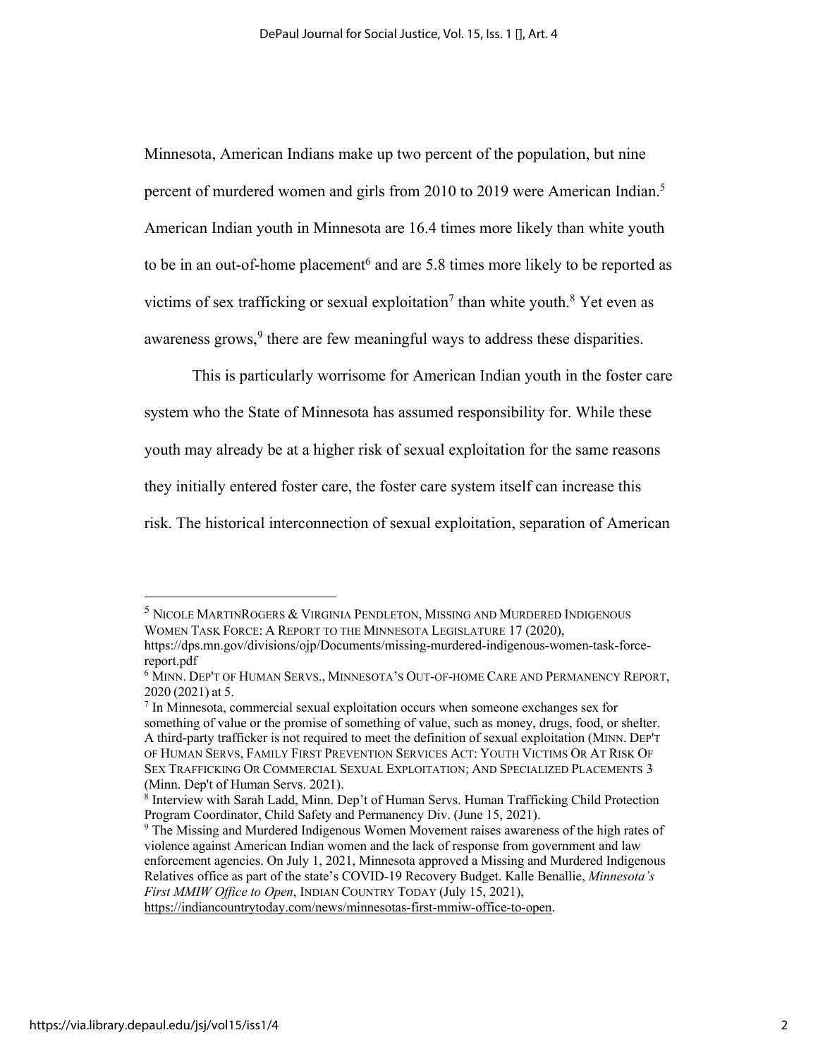Minnesota, American Indians make up two percent of the population, but nine percent of murdered women and girls from 2010 to 2019 were American Indian.[5] American Indian youth in Minnesota are 16.4 times more likely than white youth to be in an out-of-home placement[6] and are 5.8 times more likely to be reported as victims of sex trafficking or sexual exploitation[7] than white youth.[8] Yet even as awareness grows,[9] there are few meaningful ways to address these disparities.

This is particularly worrisome for American Indian youth in the foster care system who the State of Minnesota has assumed responsibility for. While these youth may already be at a higher risk of sexual exploitation for the same reasons they initially entered foster care, the foster care system itself can increase this risk. The historical interconnection of sexual exploitation, separation of American

---

[5] NICOLE MARTINROGERS & VIRGINIA PENDLETON, MISSING AND MURDERED INDIGENOUS WOMEN TASK FORCE: A REPORT TO THE MINNESOTA LEGISLATURE 17 (2020), https://dps.mn.gov/divisions/ojp/Documents/missing-murdered-indigenous-women-task-force-report.pdf

[6] MINN. DEP'T OF HUMAN SERVS., MINNESOTA'S OUT-OF-HOME CARE AND PERMANENCY REPORT, 2020 (2021) at 5.

[7] In Minnesota, commercial sexual exploitation occurs when someone exchanges sex for something of value or the promise of something of value, such as money, drugs, food, or shelter. A third-party trafficker is not required to meet the definition of sexual exploitation (MINN. DEP'T OF HUMAN SERVS, FAMILY FIRST PREVENTION SERVICES ACT: YOUTH VICTIMS OR AT RISK OF SEX TRAFFICKING OR COMMERCIAL SEXUAL EXPLOITATION; AND SPECIALIZED PLACEMENTS 3 (Minn. Dep't of Human Servs. 2021).

[8] Interview with Sarah Ladd, Minn. Dep't of Human Servs. Human Trafficking Child Protection Program Coordinator, Child Safety and Permanency Div. (June 15, 2021).

[9] The Missing and Murdered Indigenous Women Movement raises awareness of the high rates of violence against American Indian women and the lack of response from government and law enforcement agencies. On July 1, 2021, Minnesota approved a Missing and Murdered Indigenous Relatives office as part of the state's COVID-19 Recovery Budget. Kalle Benallie, *Minnesota's First MMIW Office to Open*, INDIAN COUNTRY TODAY (July 15, 2021), https://indiancountrytoday.com/news/minnesotas-first-mmiw-office-to-open.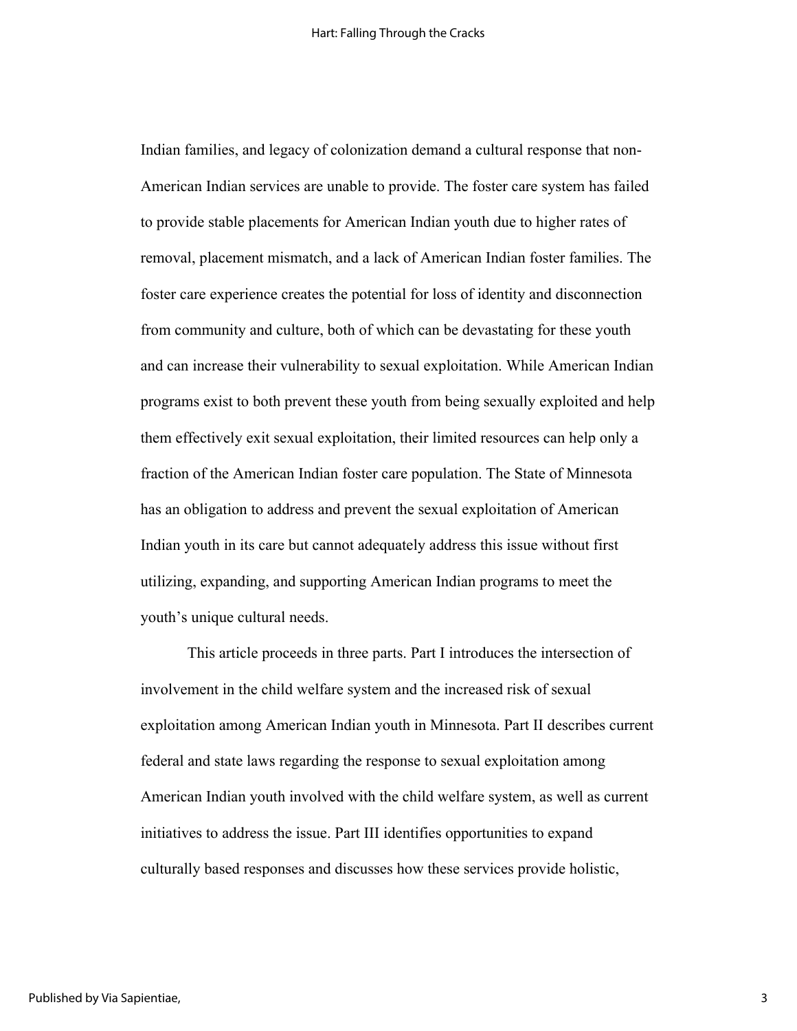Indian families, and legacy of colonization demand a cultural response that non-American Indian services are unable to provide. The foster care system has failed to provide stable placements for American Indian youth due to higher rates of removal, placement mismatch, and a lack of American Indian foster families. The foster care experience creates the potential for loss of identity and disconnection from community and culture, both of which can be devastating for these youth and can increase their vulnerability to sexual exploitation. While American Indian programs exist to both prevent these youth from being sexually exploited and help them effectively exit sexual exploitation, their limited resources can help only a fraction of the American Indian foster care population. The State of Minnesota has an obligation to address and prevent the sexual exploitation of American Indian youth in its care but cannot adequately address this issue without first utilizing, expanding, and supporting American Indian programs to meet the youth's unique cultural needs.

This article proceeds in three parts. Part I introduces the intersection of involvement in the child welfare system and the increased risk of sexual exploitation among American Indian youth in Minnesota. Part II describes current federal and state laws regarding the response to sexual exploitation among American Indian youth involved with the child welfare system, as well as current initiatives to address the issue. Part III identifies opportunities to expand culturally based responses and discusses how these services provide holistic,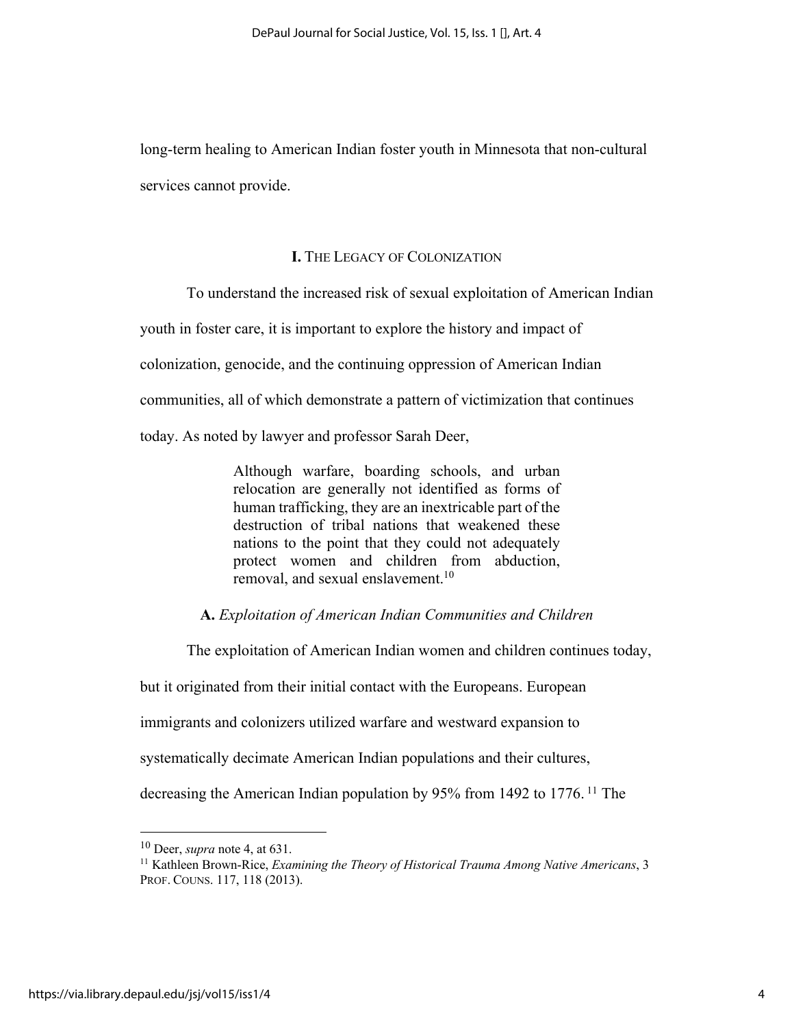long-term healing to American Indian foster youth in Minnesota that non-cultural services cannot provide.

## I. The Legacy of Colonization

To understand the increased risk of sexual exploitation of American Indian youth in foster care, it is important to explore the history and impact of colonization, genocide, and the continuing oppression of American Indian communities, all of which demonstrate a pattern of victimization that continues today. As noted by lawyer and professor Sarah Deer,

> Although warfare, boarding schools, and urban relocation are generally not identified as forms of human trafficking, they are an inextricable part of the destruction of tribal nations that weakened these nations to the point that they could not adequately protect women and children from abduction, removal, and sexual enslavement.[10]

### A. *Exploitation of American Indian Communities and Children*

The exploitation of American Indian women and children continues today, but it originated from their initial contact with the Europeans. European immigrants and colonizers utilized warfare and westward expansion to systematically decimate American Indian populations and their cultures, decreasing the American Indian population by 95% from 1492 to 1776.[11] The

---

[10] Deer, *supra* note 4, at 631.

[11] Kathleen Brown-Rice, *Examining the Theory of Historical Trauma Among Native Americans*, 3 PROF. COUNS. 117, 118 (2013).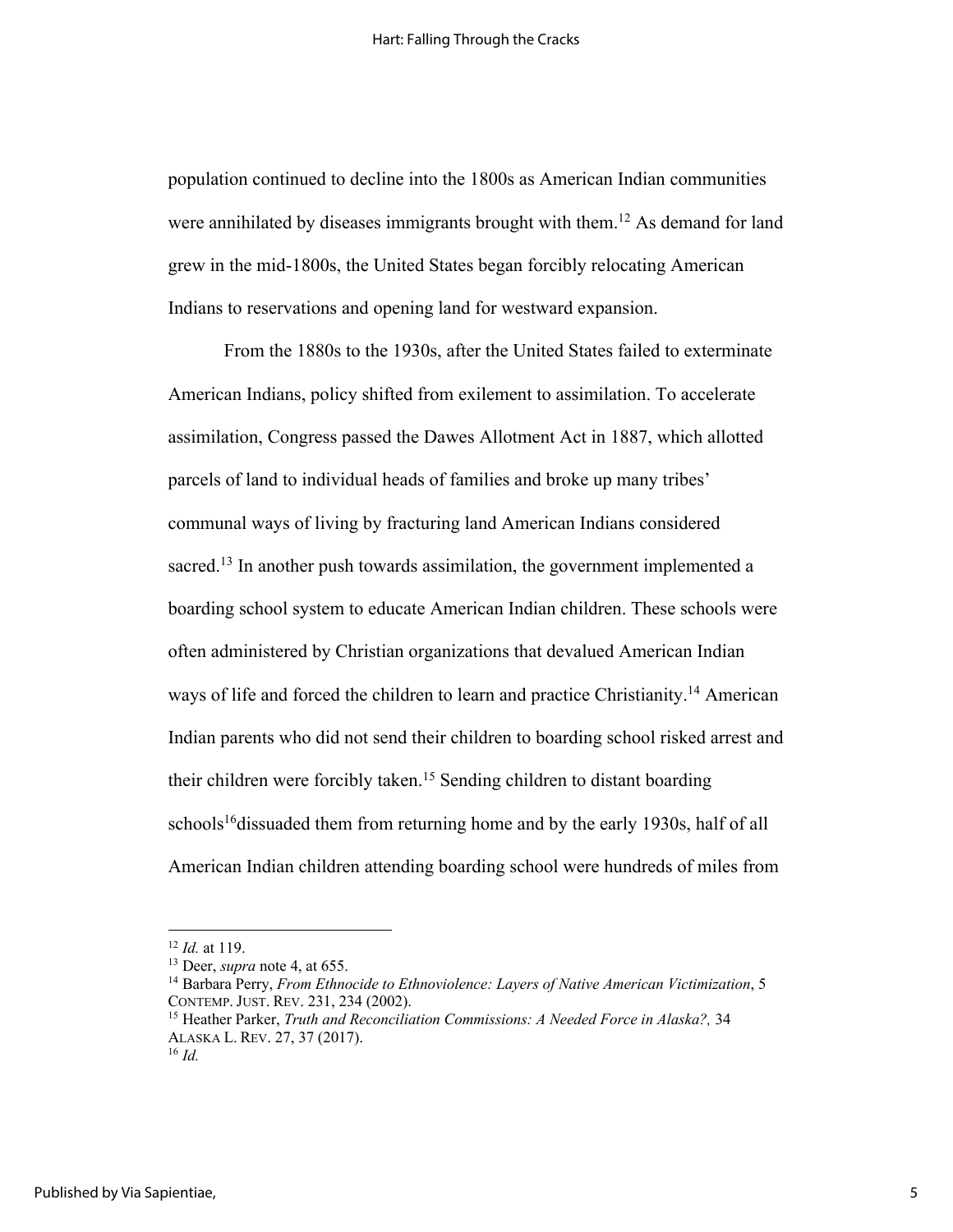population continued to decline into the 1800s as American Indian communities were annihilated by diseases immigrants brought with them.[12] As demand for land grew in the mid-1800s, the United States began forcibly relocating American Indians to reservations and opening land for westward expansion.

From the 1880s to the 1930s, after the United States failed to exterminate American Indians, policy shifted from exilement to assimilation. To accelerate assimilation, Congress passed the Dawes Allotment Act in 1887, which allotted parcels of land to individual heads of families and broke up many tribes' communal ways of living by fracturing land American Indians considered sacred.[13] In another push towards assimilation, the government implemented a boarding school system to educate American Indian children. These schools were often administered by Christian organizations that devalued American Indian ways of life and forced the children to learn and practice Christianity.[14] American Indian parents who did not send their children to boarding school risked arrest and their children were forcibly taken.[15] Sending children to distant boarding schools[16]dissuaded them from returning home and by the early 1930s, half of all American Indian children attending boarding school were hundreds of miles from

---

[12] *Id.* at 119.

[13] Deer, *supra* note 4, at 655.

[14] Barbara Perry, *From Ethnocide to Ethnoviolence: Layers of Native American Victimization*, 5 CONTEMP. JUST. REV. 231, 234 (2002).

[15] Heather Parker, *Truth and Reconciliation Commissions: A Needed Force in Alaska?,* 34 ALASKA L. REV. 27, 37 (2017).

[16] *Id.*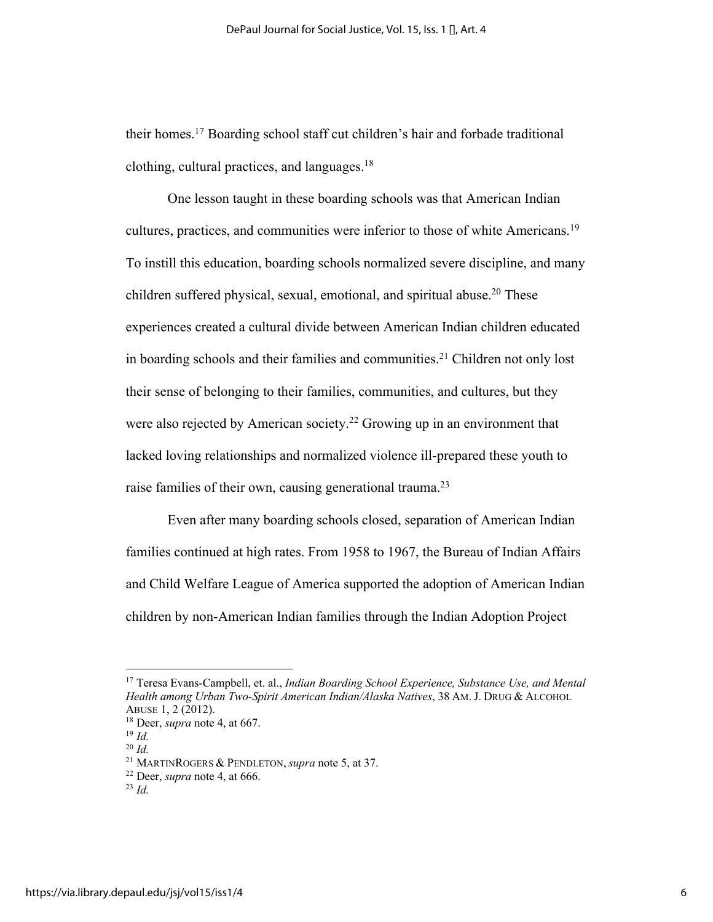their homes.[17] Boarding school staff cut children's hair and forbade traditional clothing, cultural practices, and languages.[18]

One lesson taught in these boarding schools was that American Indian cultures, practices, and communities were inferior to those of white Americans.[19] To instill this education, boarding schools normalized severe discipline, and many children suffered physical, sexual, emotional, and spiritual abuse.[20] These experiences created a cultural divide between American Indian children educated in boarding schools and their families and communities.[21] Children not only lost their sense of belonging to their families, communities, and cultures, but they were also rejected by American society.[22] Growing up in an environment that lacked loving relationships and normalized violence ill-prepared these youth to raise families of their own, causing generational trauma.[23]

Even after many boarding schools closed, separation of American Indian families continued at high rates. From 1958 to 1967, the Bureau of Indian Affairs and Child Welfare League of America supported the adoption of American Indian children by non-American Indian families through the Indian Adoption Project

---

[17] Teresa Evans-Campbell, et. al., *Indian Boarding School Experience, Substance Use, and Mental Health among Urban Two-Spirit American Indian/Alaska Natives*, 38 AM. J. DRUG & ALCOHOL ABUSE 1, 2 (2012).

[18] Deer, *supra* note 4, at 667.

[19] *Id.*

[20] *Id.*

[21] MARTINROGERS & PENDLETON, *supra* note 5, at 37.

[22] Deer, *supra* note 4, at 666.

[23] *Id.*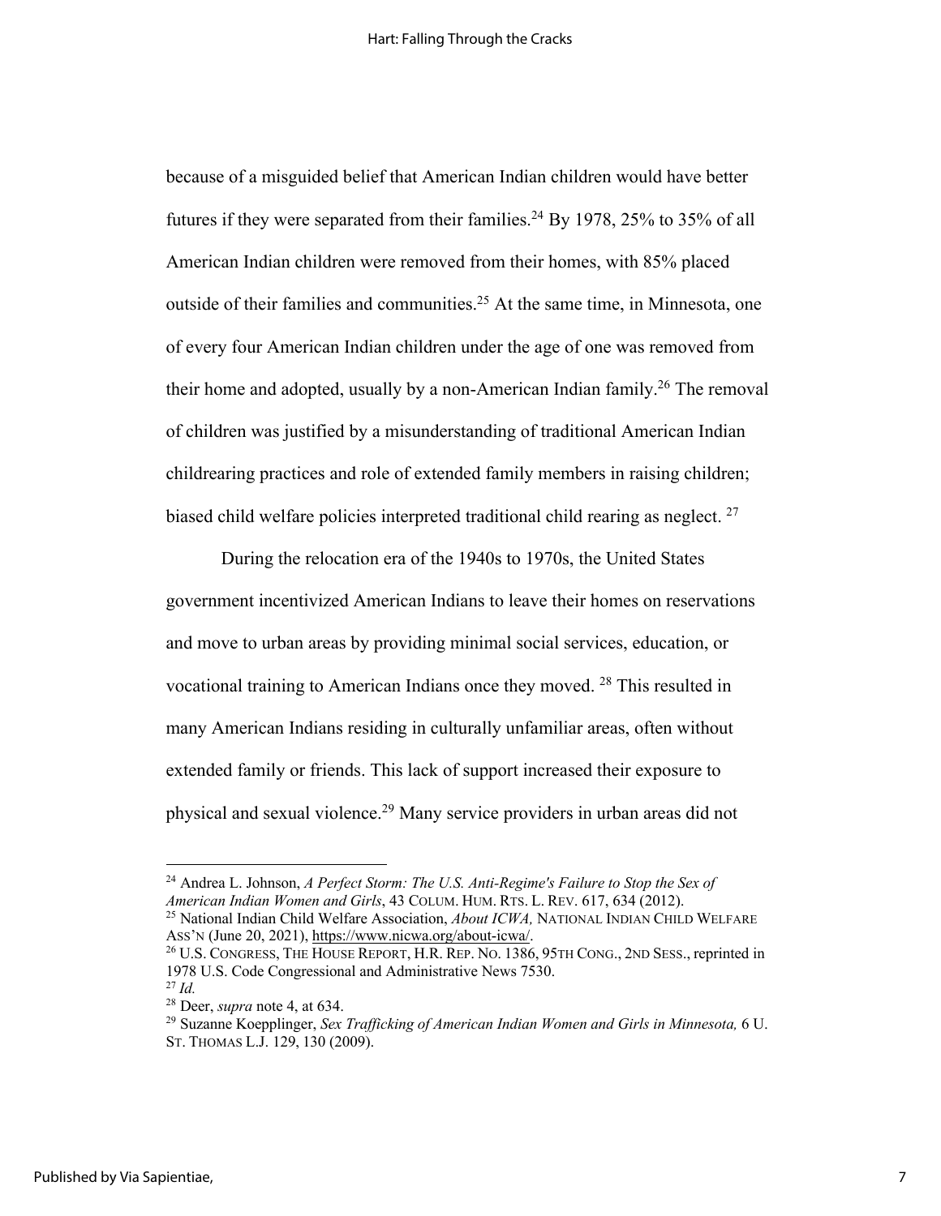because of a misguided belief that American Indian children would have better futures if they were separated from their families.[24] By 1978, 25% to 35% of all American Indian children were removed from their homes, with 85% placed outside of their families and communities.[25] At the same time, in Minnesota, one of every four American Indian children under the age of one was removed from their home and adopted, usually by a non-American Indian family.[26] The removal of children was justified by a misunderstanding of traditional American Indian childrearing practices and role of extended family members in raising children; biased child welfare policies interpreted traditional child rearing as neglect. [27]

During the relocation era of the 1940s to 1970s, the United States government incentivized American Indians to leave their homes on reservations and move to urban areas by providing minimal social services, education, or vocational training to American Indians once they moved. [28] This resulted in many American Indians residing in culturally unfamiliar areas, often without extended family or friends. This lack of support increased their exposure to physical and sexual violence.[29] Many service providers in urban areas did not

---

[24] Andrea L. Johnson, *A Perfect Storm: The U.S. Anti-Regime's Failure to Stop the Sex of American Indian Women and Girls*, 43 COLUM. HUM. RTS. L. REV. 617, 634 (2012).

[25] National Indian Child Welfare Association, *About ICWA,* NATIONAL INDIAN CHILD WELFARE ASS'N (June 20, 2021), https://www.nicwa.org/about-icwa/.

[26] U.S. CONGRESS, THE HOUSE REPORT, H.R. REP. NO. 1386, 95TH CONG., 2ND SESS., reprinted in 1978 U.S. Code Congressional and Administrative News 7530.

[27] *Id.*

[28] Deer, *supra* note 4, at 634.

[29] Suzanne Koepplinger, *Sex Trafficking of American Indian Women and Girls in Minnesota,* 6 U. ST. THOMAS L.J. 129, 130 (2009).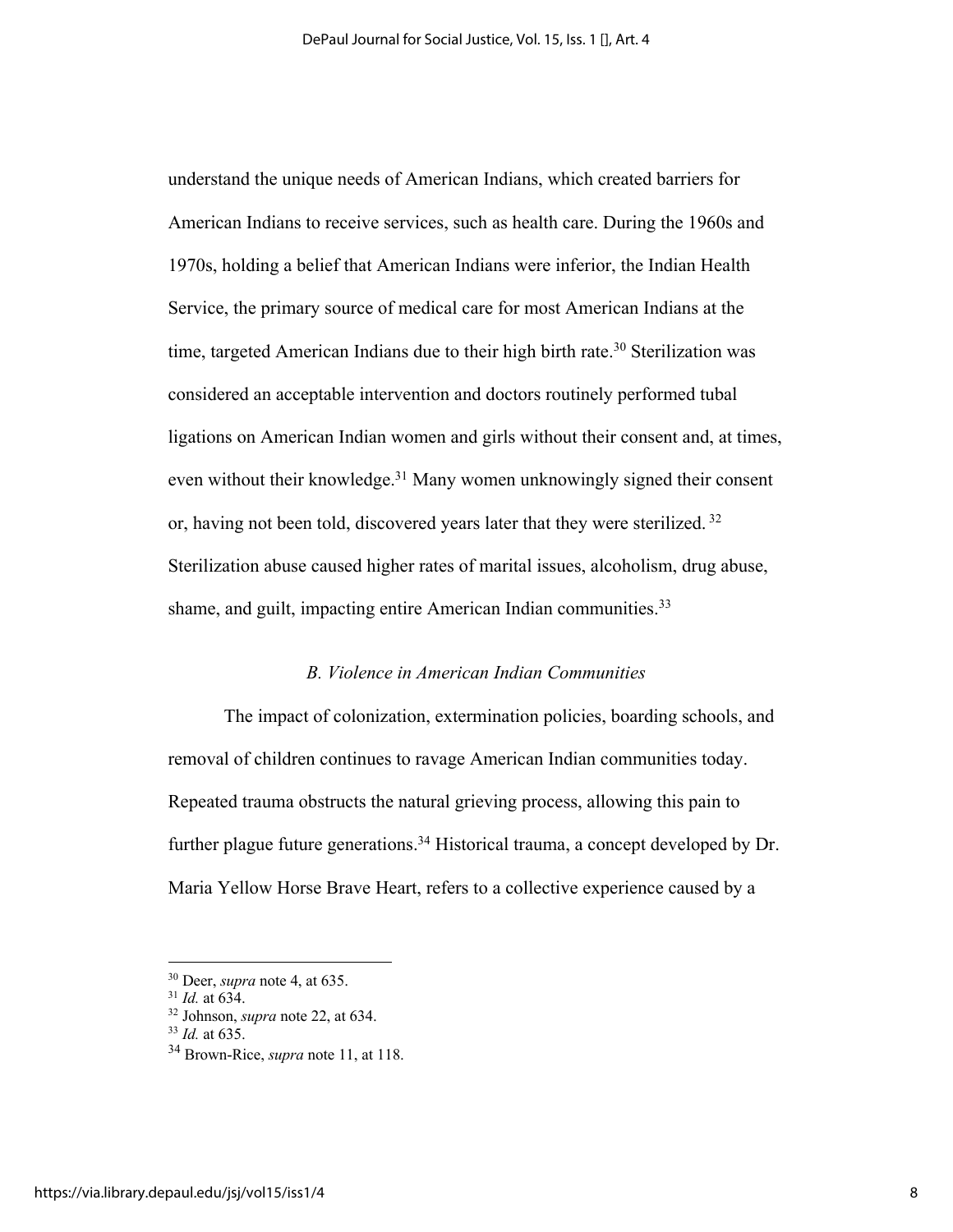understand the unique needs of American Indians, which created barriers for American Indians to receive services, such as health care. During the 1960s and 1970s, holding a belief that American Indians were inferior, the Indian Health Service, the primary source of medical care for most American Indians at the time, targeted American Indians due to their high birth rate.[30] Sterilization was considered an acceptable intervention and doctors routinely performed tubal ligations on American Indian women and girls without their consent and, at times, even without their knowledge.[31] Many women unknowingly signed their consent or, having not been told, discovered years later that they were sterilized.[32] Sterilization abuse caused higher rates of marital issues, alcoholism, drug abuse, shame, and guilt, impacting entire American Indian communities.[33]

### *B. Violence in American Indian Communities*

The impact of colonization, extermination policies, boarding schools, and removal of children continues to ravage American Indian communities today. Repeated trauma obstructs the natural grieving process, allowing this pain to further plague future generations.[34] Historical trauma, a concept developed by Dr. Maria Yellow Horse Brave Heart, refers to a collective experience caused by a

---

[30] Deer, *supra* note 4, at 635.

[31] *Id.* at 634.

[32] Johnson, *supra* note 22, at 634.

[33] *Id.* at 635.

[34] Brown-Rice, *supra* note 11, at 118.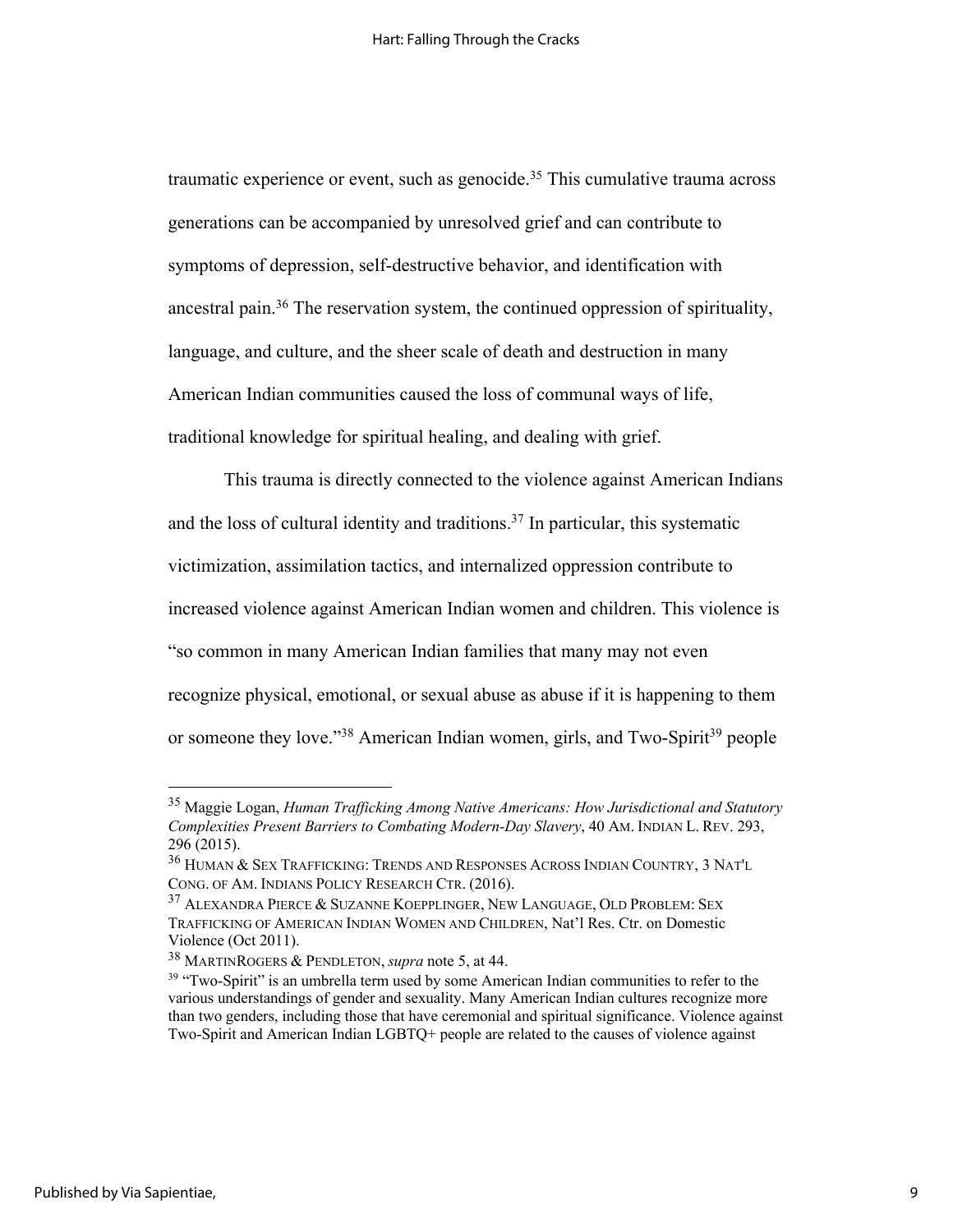traumatic experience or event, such as genocide.[35] This cumulative trauma across generations can be accompanied by unresolved grief and can contribute to symptoms of depression, self-destructive behavior, and identification with ancestral pain.[36] The reservation system, the continued oppression of spirituality, language, and culture, and the sheer scale of death and destruction in many American Indian communities caused the loss of communal ways of life, traditional knowledge for spiritual healing, and dealing with grief.

This trauma is directly connected to the violence against American Indians and the loss of cultural identity and traditions.[37] In particular, this systematic victimization, assimilation tactics, and internalized oppression contribute to increased violence against American Indian women and children. This violence is "so common in many American Indian families that many may not even recognize physical, emotional, or sexual abuse as abuse if it is happening to them or someone they love."[38] American Indian women, girls, and Two-Spirit[39] people

---

[35] Maggie Logan, *Human Trafficking Among Native Americans: How Jurisdictional and Statutory Complexities Present Barriers to Combating Modern-Day Slavery*, 40 AM. INDIAN L. REV. 293, 296 (2015).

[36] HUMAN & SEX TRAFFICKING: TRENDS AND RESPONSES ACROSS INDIAN COUNTRY, 3 NAT'L CONG. OF AM. INDIANS POLICY RESEARCH CTR. (2016).

[37] ALEXANDRA PIERCE & SUZANNE KOEPPLINGER, NEW LANGUAGE, OLD PROBLEM: SEX TRAFFICKING OF AMERICAN INDIAN WOMEN AND CHILDREN, Nat'l Res. Ctr. on Domestic Violence (Oct 2011).

[38] MARTINROGERS & PENDLETON, *supra* note 5, at 44.

[39] "Two-Spirit" is an umbrella term used by some American Indian communities to refer to the various understandings of gender and sexuality. Many American Indian cultures recognize more than two genders, including those that have ceremonial and spiritual significance. Violence against Two-Spirit and American Indian LGBTQ+ people are related to the causes of violence against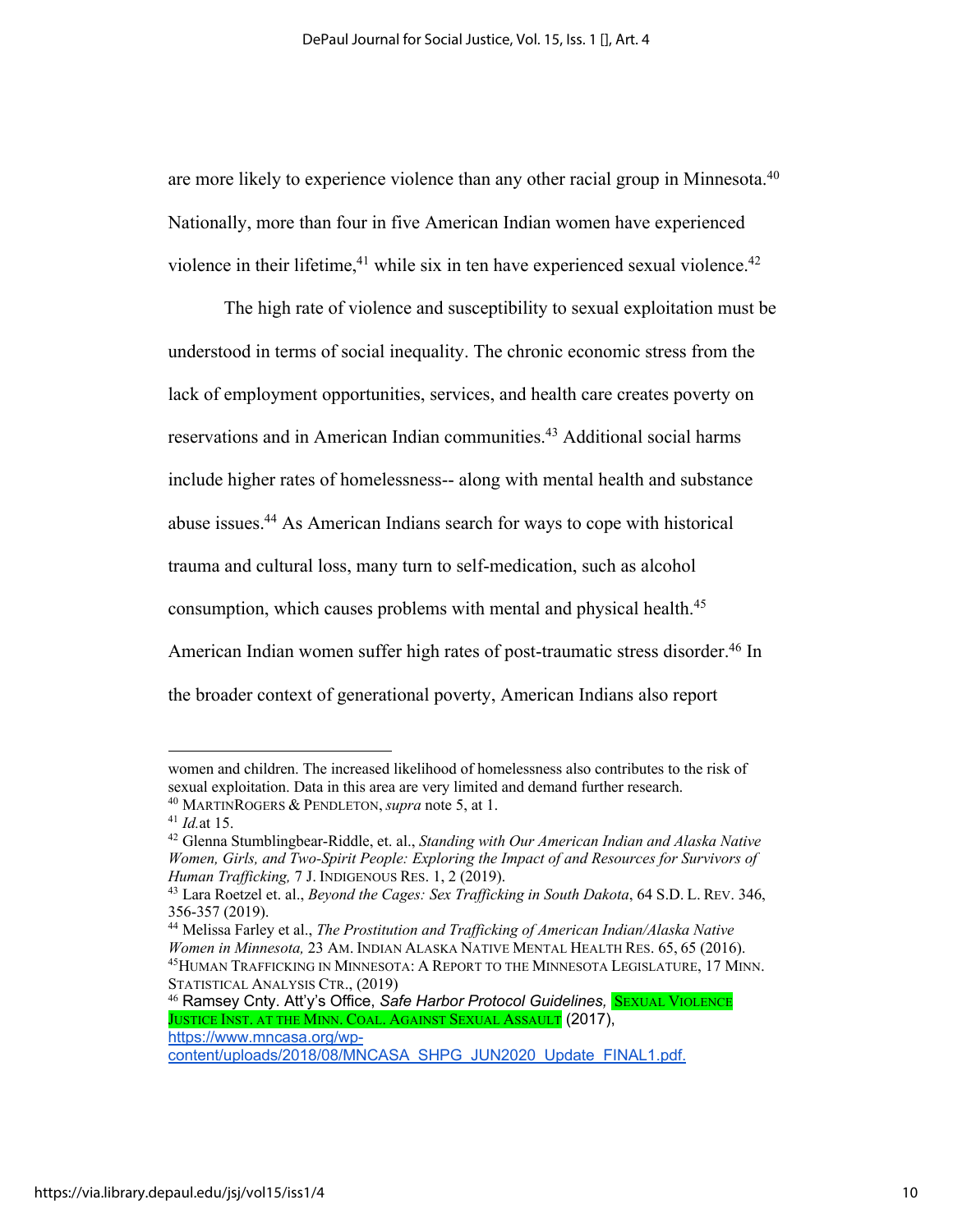are more likely to experience violence than any other racial group in Minnesota.[40] Nationally, more than four in five American Indian women have experienced violence in their lifetime,[41] while six in ten have experienced sexual violence.[42]

The high rate of violence and susceptibility to sexual exploitation must be understood in terms of social inequality. The chronic economic stress from the lack of employment opportunities, services, and health care creates poverty on reservations and in American Indian communities.[43] Additional social harms include higher rates of homelessness-- along with mental health and substance abuse issues.[44] As American Indians search for ways to cope with historical trauma and cultural loss, many turn to self-medication, such as alcohol consumption, which causes problems with mental and physical health.[45] American Indian women suffer high rates of post-traumatic stress disorder.[46] In the broader context of generational poverty, American Indians also report

---

women and children. The increased likelihood of homelessness also contributes to the risk of sexual exploitation. Data in this area are very limited and demand further research.

[40] MARTINROGERS & PENDLETON, *supra* note 5, at 1.

[41] *Id.*at 15.

[42] Glenna Stumblingbear-Riddle, et. al., *Standing with Our American Indian and Alaska Native Women, Girls, and Two-Spirit People: Exploring the Impact of and Resources for Survivors of Human Trafficking,* 7 J. INDIGENOUS RES. 1, 2 (2019).

[43] Lara Roetzel et. al., *Beyond the Cages: Sex Trafficking in South Dakota*, 64 S.D. L. REV. 346, 356-357 (2019).

[44] Melissa Farley et al., *The Prostitution and Trafficking of American Indian/Alaska Native Women in Minnesota,* 23 AM. INDIAN ALASKA NATIVE MENTAL HEALTH RES. 65, 65 (2016).

[45] HUMAN TRAFFICKING IN MINNESOTA: A REPORT TO THE MINNESOTA LEGISLATURE, 17 MINN. STATISTICAL ANALYSIS CTR., (2019)

[46] Ramsey Cnty. Att'y's Office, *Safe Harbor Protocol Guidelines,* SEXUAL VIOLENCE JUSTICE INST. AT THE MINN. COAL. AGAINST SEXUAL ASSAULT (2017), https://www.mncasa.org/wp-content/uploads/2018/08/MNCASA_SHPG_JUN2020_Update_FINAL1.pdf.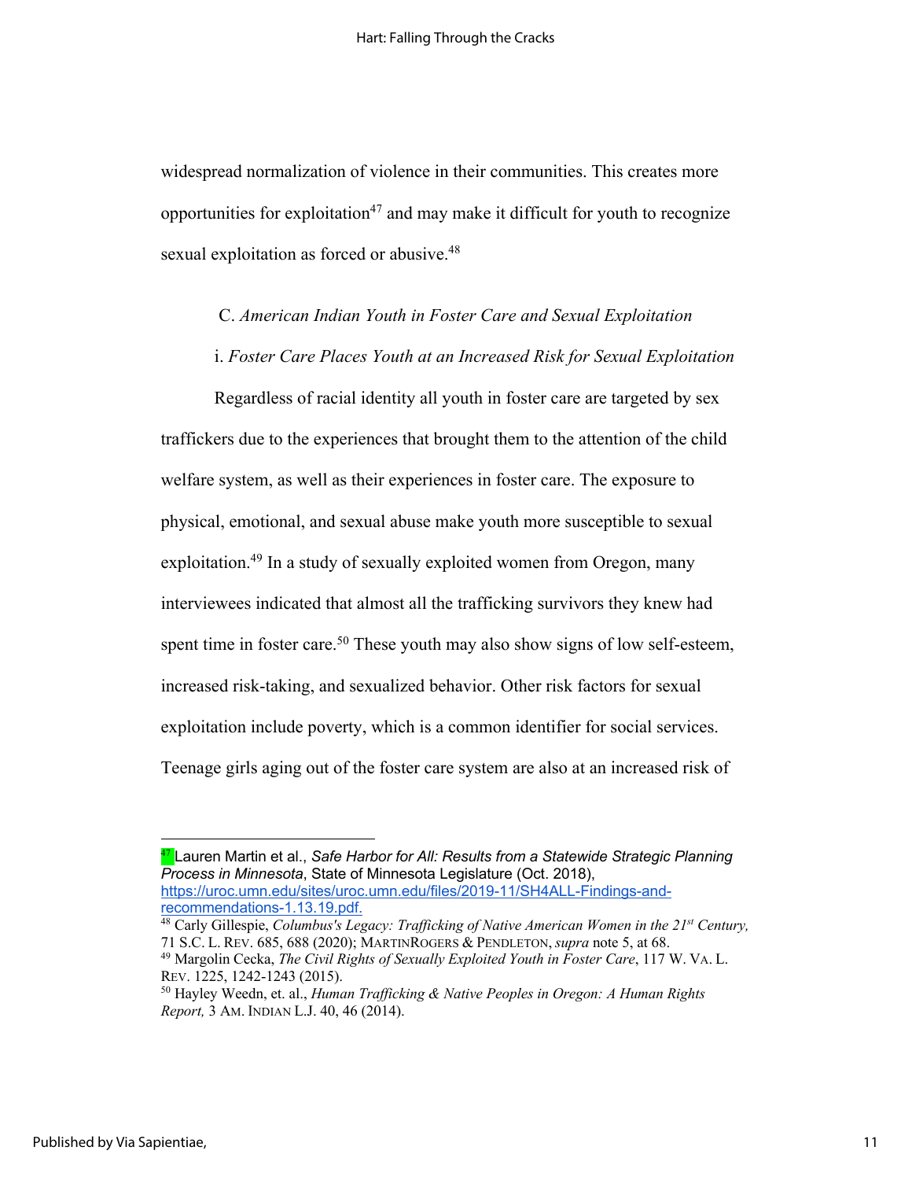widespread normalization of violence in their communities. This creates more opportunities for exploitation[47] and may make it difficult for youth to recognize sexual exploitation as forced or abusive.[48]

### C. *American Indian Youth in Foster Care and Sexual Exploitation*

#### i. *Foster Care Places Youth at an Increased Risk for Sexual Exploitation*

Regardless of racial identity all youth in foster care are targeted by sex traffickers due to the experiences that brought them to the attention of the child welfare system, as well as their experiences in foster care. The exposure to physical, emotional, and sexual abuse make youth more susceptible to sexual exploitation.[49] In a study of sexually exploited women from Oregon, many interviewees indicated that almost all the trafficking survivors they knew had spent time in foster care.[50] These youth may also show signs of low self-esteem, increased risk-taking, and sexualized behavior. Other risk factors for sexual exploitation include poverty, which is a common identifier for social services. Teenage girls aging out of the foster care system are also at an increased risk of

---

[47] Lauren Martin et al., *Safe Harbor for All: Results from a Statewide Strategic Planning Process in Minnesota*, State of Minnesota Legislature (Oct. 2018), https://uroc.umn.edu/sites/uroc.umn.edu/files/2019-11/SH4ALL-Findings-and-recommendations-1.13.19.pdf.

[48] Carly Gillespie, *Columbus's Legacy: Trafficking of Native American Women in the 21st Century,* 71 S.C. L. REV. 685, 688 (2020); MARTINROGERS & PENDLETON, *supra* note 5, at 68.

[49] Margolin Cecka, *The Civil Rights of Sexually Exploited Youth in Foster Care*, 117 W. VA. L. REV. 1225, 1242-1243 (2015).

[50] Hayley Weedn, et. al., *Human Trafficking & Native Peoples in Oregon: A Human Rights Report,* 3 AM. INDIAN L.J. 40, 46 (2014).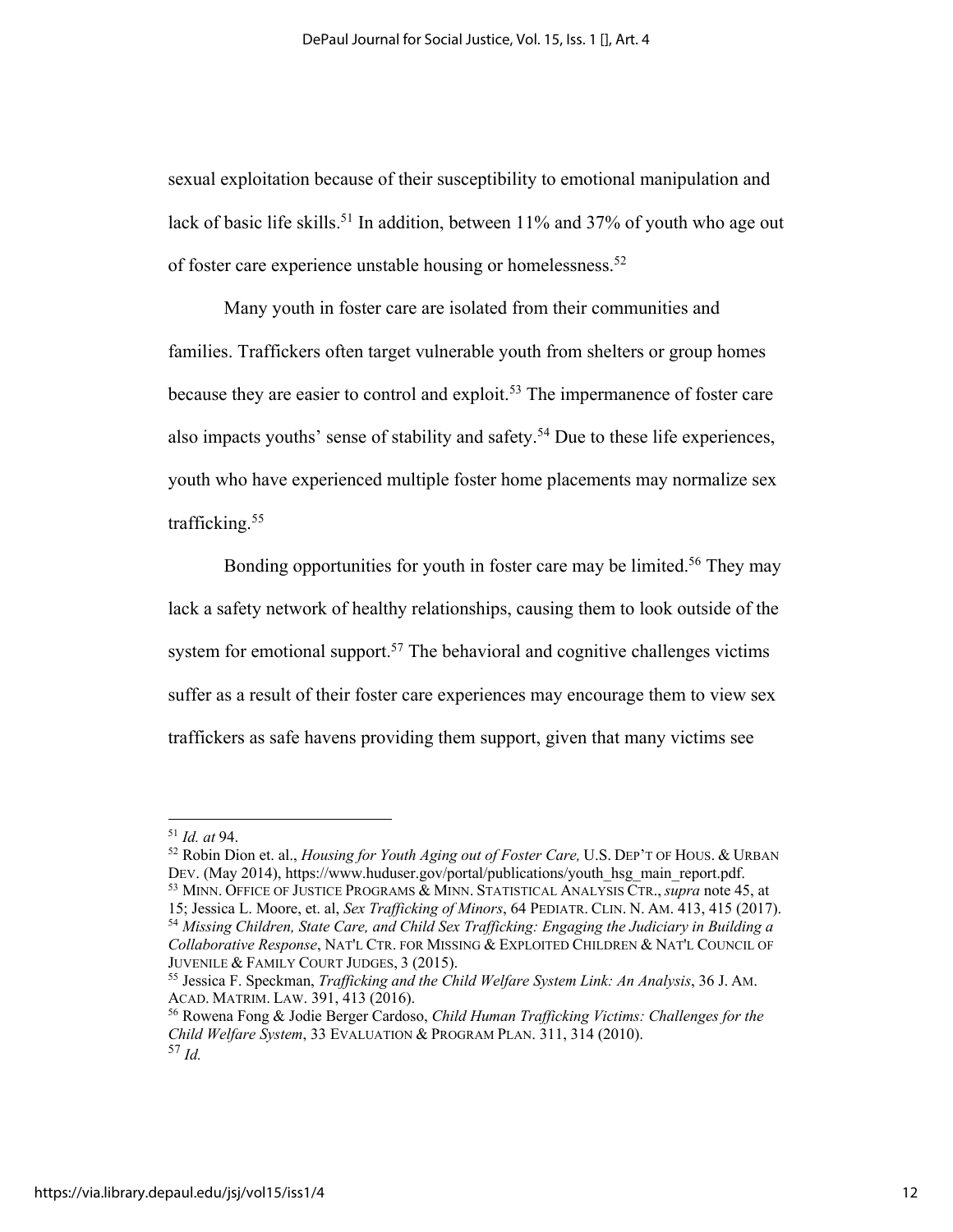sexual exploitation because of their susceptibility to emotional manipulation and lack of basic life skills.[51] In addition, between 11% and 37% of youth who age out of foster care experience unstable housing or homelessness.[52]

Many youth in foster care are isolated from their communities and families. Traffickers often target vulnerable youth from shelters or group homes because they are easier to control and exploit.[53] The impermanence of foster care also impacts youths' sense of stability and safety.[54] Due to these life experiences, youth who have experienced multiple foster home placements may normalize sex trafficking.[55]

Bonding opportunities for youth in foster care may be limited.[56] They may lack a safety network of healthy relationships, causing them to look outside of the system for emotional support.[57] The behavioral and cognitive challenges victims suffer as a result of their foster care experiences may encourage them to view sex traffickers as safe havens providing them support, given that many victims see

---

[51] *Id. at* 94.

[52] Robin Dion et. al., *Housing for Youth Aging out of Foster Care,* U.S. DEP'T OF HOUS. & URBAN DEV. (May 2014), https://www.huduser.gov/portal/publications/youth_hsg_main_report.pdf.

[53] MINN. OFFICE OF JUSTICE PROGRAMS & MINN. STATISTICAL ANALYSIS CTR., *supra* note 45, at 15; Jessica L. Moore, et. al, *Sex Trafficking of Minors*, 64 PEDIATR. CLIN. N. AM. 413, 415 (2017).

[54] *Missing Children, State Care, and Child Sex Trafficking: Engaging the Judiciary in Building a Collaborative Response*, NAT'L CTR. FOR MISSING & EXPLOITED CHILDREN & NAT'L COUNCIL OF JUVENILE & FAMILY COURT JUDGES, 3 (2015).

[55] Jessica F. Speckman, *Trafficking and the Child Welfare System Link: An Analysis*, 36 J. AM. ACAD. MATRIM. LAW. 391, 413 (2016).

[56] Rowena Fong & Jodie Berger Cardoso, *Child Human Trafficking Victims: Challenges for the Child Welfare System*, 33 EVALUATION & PROGRAM PLAN. 311, 314 (2010).

[57] *Id.*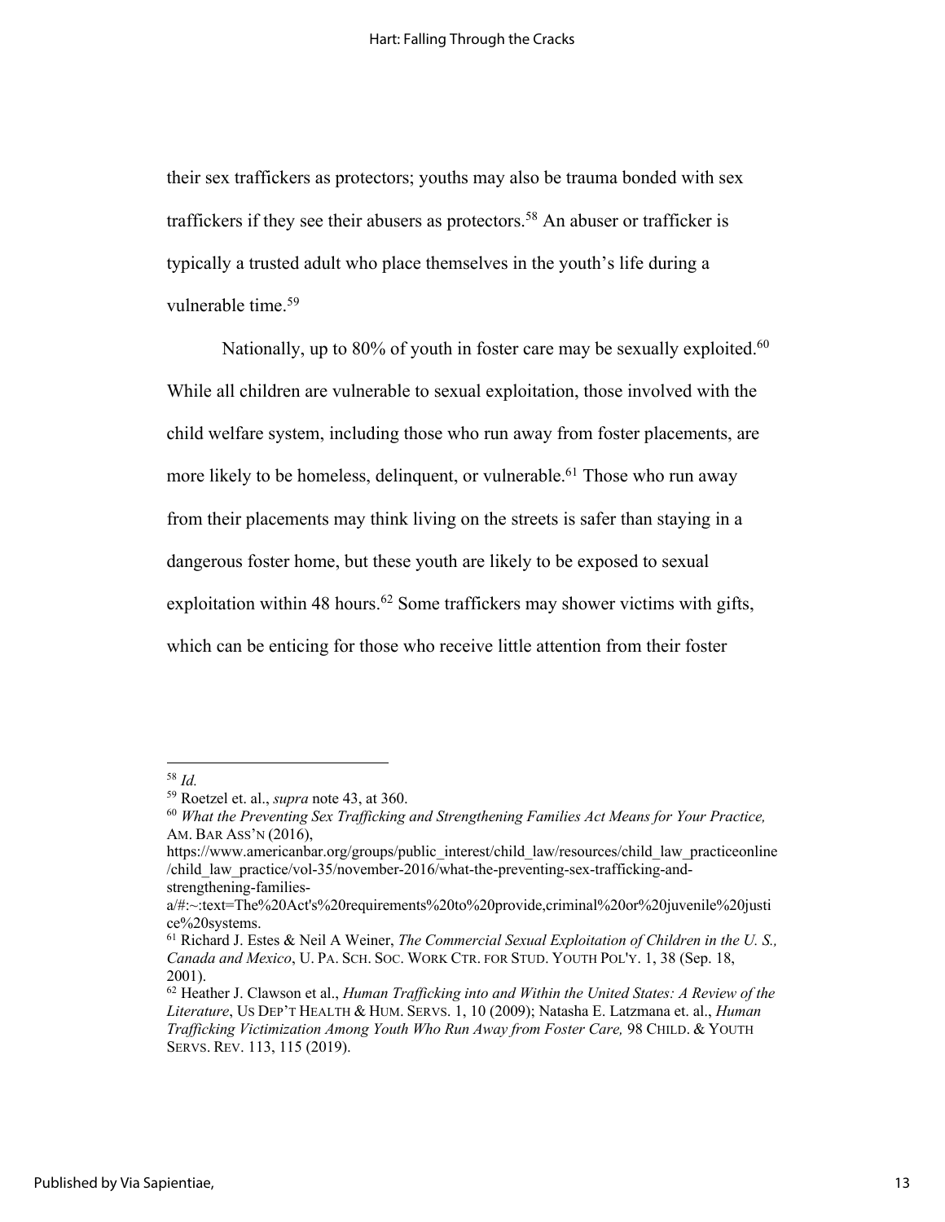their sex traffickers as protectors; youths may also be trauma bonded with sex traffickers if they see their abusers as protectors.[58] An abuser or trafficker is typically a trusted adult who place themselves in the youth's life during a vulnerable time.[59]

Nationally, up to 80% of youth in foster care may be sexually exploited.[60] While all children are vulnerable to sexual exploitation, those involved with the child welfare system, including those who run away from foster placements, are more likely to be homeless, delinquent, or vulnerable.[61] Those who run away from their placements may think living on the streets is safer than staying in a dangerous foster home, but these youth are likely to be exposed to sexual exploitation within 48 hours.[62] Some traffickers may shower victims with gifts, which can be enticing for those who receive little attention from their foster

---

[58] *Id.*

[59] Roetzel et. al., *supra* note 43, at 360.

[60] *What the Preventing Sex Trafficking and Strengthening Families Act Means for Your Practice,* AM. BAR ASS'N (2016), https://www.americanbar.org/groups/public_interest/child_law/resources/child_law_practiceonline/child_law_practice/vol-35/november-2016/what-the-preventing-sex-trafficking-and-strengthening-families-a/#:~:text=The%20Act's%20requirements%20to%20provide,criminal%20or%20juvenile%20justice%20systems.

[61] Richard J. Estes & Neil A Weiner, *The Commercial Sexual Exploitation of Children in the U. S., Canada and Mexico*, U. PA. SCH. SOC. WORK CTR. FOR STUD. YOUTH POL'Y. 1, 38 (Sep. 18, 2001).

[62] Heather J. Clawson et al., *Human Trafficking into and Within the United States: A Review of the Literature*, US DEP'T HEALTH & HUM. SERVS. 1, 10 (2009); Natasha E. Latzmana et. al., *Human Trafficking Victimization Among Youth Who Run Away from Foster Care,* 98 CHILD. & YOUTH SERVS. REV. 113, 115 (2019).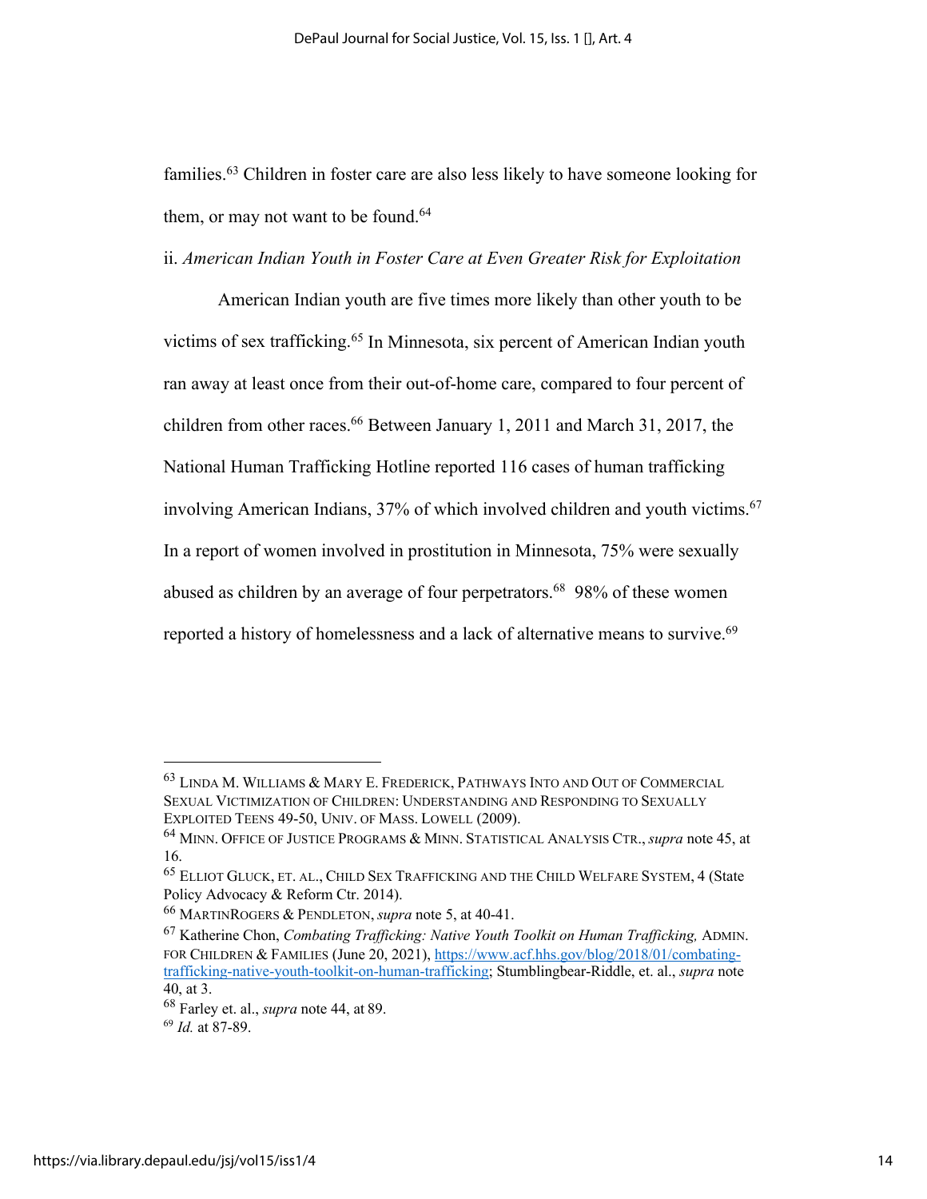families.[63] Children in foster care are also less likely to have someone looking for them, or may not want to be found.[64]

ii. *American Indian Youth in Foster Care at Even Greater Risk for Exploitation*

American Indian youth are five times more likely than other youth to be victims of sex trafficking.[65] In Minnesota, six percent of American Indian youth ran away at least once from their out-of-home care, compared to four percent of children from other races.[66] Between January 1, 2011 and March 31, 2017, the National Human Trafficking Hotline reported 116 cases of human trafficking involving American Indians, 37% of which involved children and youth victims.[67] In a report of women involved in prostitution in Minnesota, 75% were sexually abused as children by an average of four perpetrators.[68] 98% of these women reported a history of homelessness and a lack of alternative means to survive.[69]

---

[63] LINDA M. WILLIAMS & MARY E. FREDERICK, PATHWAYS INTO AND OUT OF COMMERCIAL SEXUAL VICTIMIZATION OF CHILDREN: UNDERSTANDING AND RESPONDING TO SEXUALLY EXPLOITED TEENS 49-50, UNIV. OF MASS. LOWELL (2009).

[64] MINN. OFFICE OF JUSTICE PROGRAMS & MINN. STATISTICAL ANALYSIS CTR., *supra* note 45, at 16.

[65] ELLIOT GLUCK, ET. AL., CHILD SEX TRAFFICKING AND THE CHILD WELFARE SYSTEM, 4 (State Policy Advocacy & Reform Ctr. 2014).

[66] MARTINROGERS & PENDLETON, *supra* note 5, at 40-41.

[67] Katherine Chon, *Combating Trafficking: Native Youth Toolkit on Human Trafficking,* ADMIN. FOR CHILDREN & FAMILIES (June 20, 2021), https://www.acf.hhs.gov/blog/2018/01/combating-trafficking-native-youth-toolkit-on-human-trafficking; Stumblingbear-Riddle, et. al., *supra* note 40, at 3.

[68] Farley et. al., *supra* note 44, at 89.

[69] *Id.* at 87-89.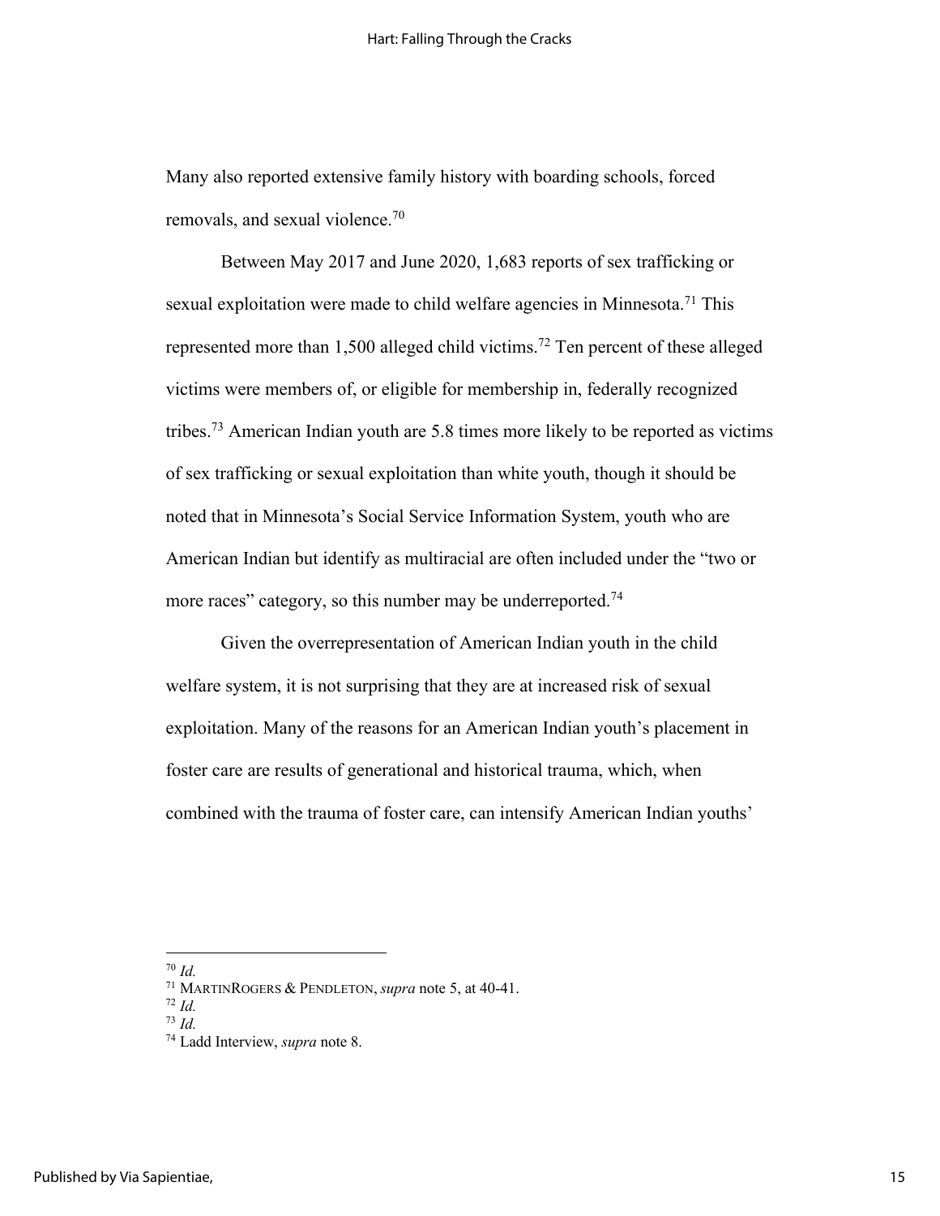Many also reported extensive family history with boarding schools, forced removals, and sexual violence.[70]

Between May 2017 and June 2020, 1,683 reports of sex trafficking or sexual exploitation were made to child welfare agencies in Minnesota.[71] This represented more than 1,500 alleged child victims.[72] Ten percent of these alleged victims were members of, or eligible for membership in, federally recognized tribes.[73] American Indian youth are 5.8 times more likely to be reported as victims of sex trafficking or sexual exploitation than white youth, though it should be noted that in Minnesota's Social Service Information System, youth who are American Indian but identify as multiracial are often included under the "two or more races" category, so this number may be underreported.[74]

Given the overrepresentation of American Indian youth in the child welfare system, it is not surprising that they are at increased risk of sexual exploitation. Many of the reasons for an American Indian youth's placement in foster care are results of generational and historical trauma, which, when combined with the trauma of foster care, can intensify American Indian youths'

---

[70] *Id.*

[71] MARTINROGERS & PENDLETON, *supra* note 5, at 40-41.

[72] *Id.*

[73] *Id.*

[74] Ladd Interview, *supra* note 8.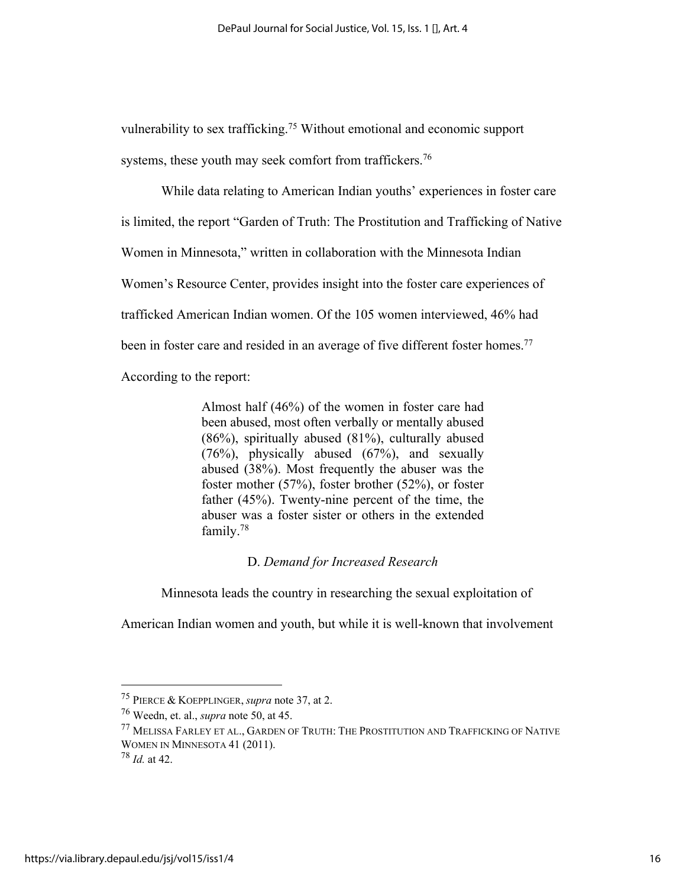vulnerability to sex trafficking.[75] Without emotional and economic support systems, these youth may seek comfort from traffickers.[76]

While data relating to American Indian youths' experiences in foster care is limited, the report "Garden of Truth: The Prostitution and Trafficking of Native Women in Minnesota," written in collaboration with the Minnesota Indian Women's Resource Center, provides insight into the foster care experiences of trafficked American Indian women. Of the 105 women interviewed, 46% had been in foster care and resided in an average of five different foster homes.[77] According to the report:

> Almost half (46%) of the women in foster care had been abused, most often verbally or mentally abused (86%), spiritually abused (81%), culturally abused (76%), physically abused (67%), and sexually abused (38%). Most frequently the abuser was the foster mother (57%), foster brother (52%), or foster father (45%). Twenty-nine percent of the time, the abuser was a foster sister or others in the extended family.[78]

### D. *Demand for Increased Research*

Minnesota leads the country in researching the sexual exploitation of American Indian women and youth, but while it is well-known that involvement

---

[75] PIERCE & KOEPPLINGER, *supra* note 37, at 2.
[76] Weedn, et. al., *supra* note 50, at 45.
[77] MELISSA FARLEY ET AL., GARDEN OF TRUTH: THE PROSTITUTION AND TRAFFICKING OF NATIVE WOMEN IN MINNESOTA 41 (2011).
[78] *Id.* at 42.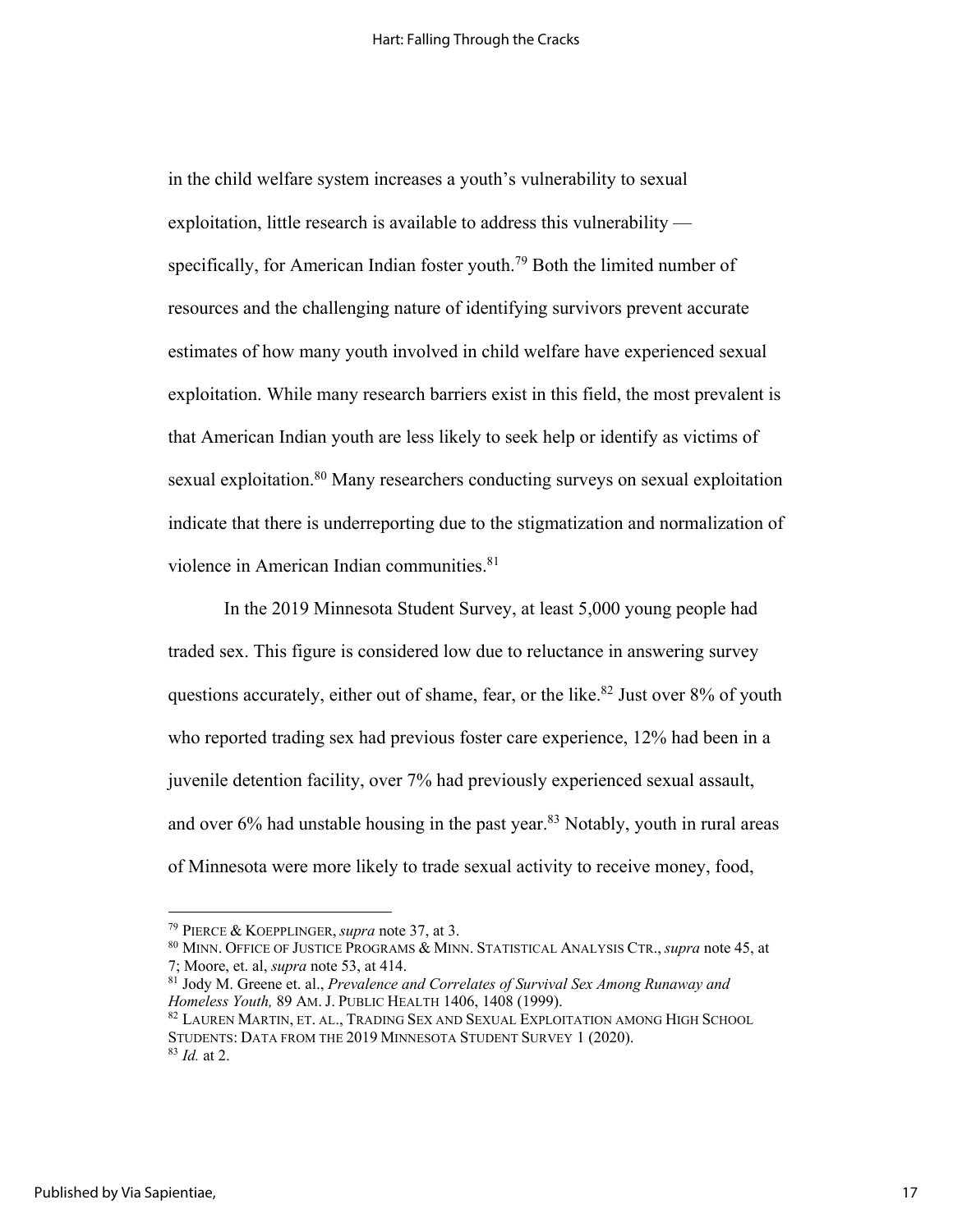in the child welfare system increases a youth's vulnerability to sexual exploitation, little research is available to address this vulnerability — specifically, for American Indian foster youth.[79] Both the limited number of resources and the challenging nature of identifying survivors prevent accurate estimates of how many youth involved in child welfare have experienced sexual exploitation. While many research barriers exist in this field, the most prevalent is that American Indian youth are less likely to seek help or identify as victims of sexual exploitation.[80] Many researchers conducting surveys on sexual exploitation indicate that there is underreporting due to the stigmatization and normalization of violence in American Indian communities.[81]

In the 2019 Minnesota Student Survey, at least 5,000 young people had traded sex. This figure is considered low due to reluctance in answering survey questions accurately, either out of shame, fear, or the like.[82] Just over 8% of youth who reported trading sex had previous foster care experience, 12% had been in a juvenile detention facility, over 7% had previously experienced sexual assault, and over 6% had unstable housing in the past year.[83] Notably, youth in rural areas of Minnesota were more likely to trade sexual activity to receive money, food,

---

[79] PIERCE & KOEPPLINGER, *supra* note 37, at 3.

[80] MINN. OFFICE OF JUSTICE PROGRAMS & MINN. STATISTICAL ANALYSIS CTR., *supra* note 45, at 7; Moore, et. al, *supra* note 53, at 414.

[81] Jody M. Greene et. al., *Prevalence and Correlates of Survival Sex Among Runaway and Homeless Youth,* 89 AM. J. PUBLIC HEALTH 1406, 1408 (1999).

[82] LAUREN MARTIN, ET. AL., TRADING SEX AND SEXUAL EXPLOITATION AMONG HIGH SCHOOL STUDENTS: DATA FROM THE 2019 MINNESOTA STUDENT SURVEY 1 (2020).

[83] *Id.* at 2.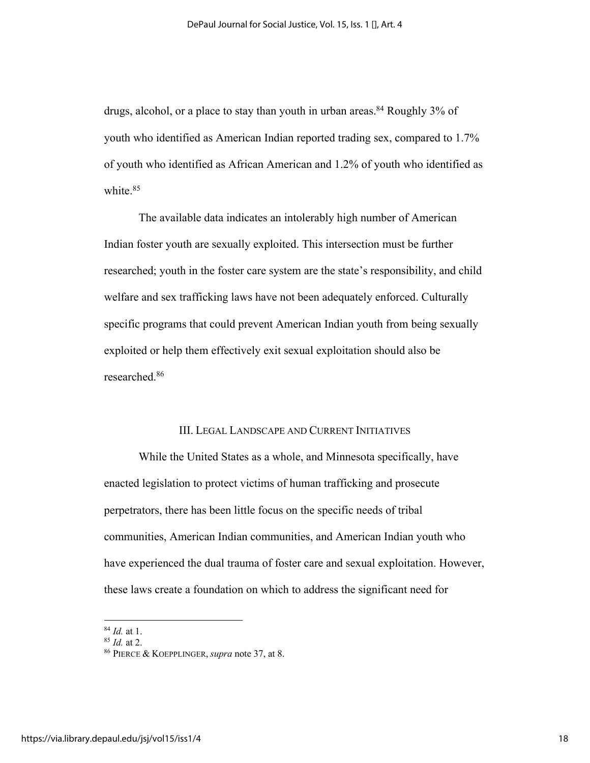drugs, alcohol, or a place to stay than youth in urban areas.[84] Roughly 3% of youth who identified as American Indian reported trading sex, compared to 1.7% of youth who identified as African American and 1.2% of youth who identified as white.[85]

The available data indicates an intolerably high number of American Indian foster youth are sexually exploited. This intersection must be further researched; youth in the foster care system are the state's responsibility, and child welfare and sex trafficking laws have not been adequately enforced. Culturally specific programs that could prevent American Indian youth from being sexually exploited or help them effectively exit sexual exploitation should also be researched.[86]

## III. Legal Landscape and Current Initiatives

While the United States as a whole, and Minnesota specifically, have enacted legislation to protect victims of human trafficking and prosecute perpetrators, there has been little focus on the specific needs of tribal communities, American Indian communities, and American Indian youth who have experienced the dual trauma of foster care and sexual exploitation. However, these laws create a foundation on which to address the significant need for

---

[84] *Id.* at 1.

[85] *Id.* at 2.

[86] Pierce & Koepplinger, *supra* note 37, at 8.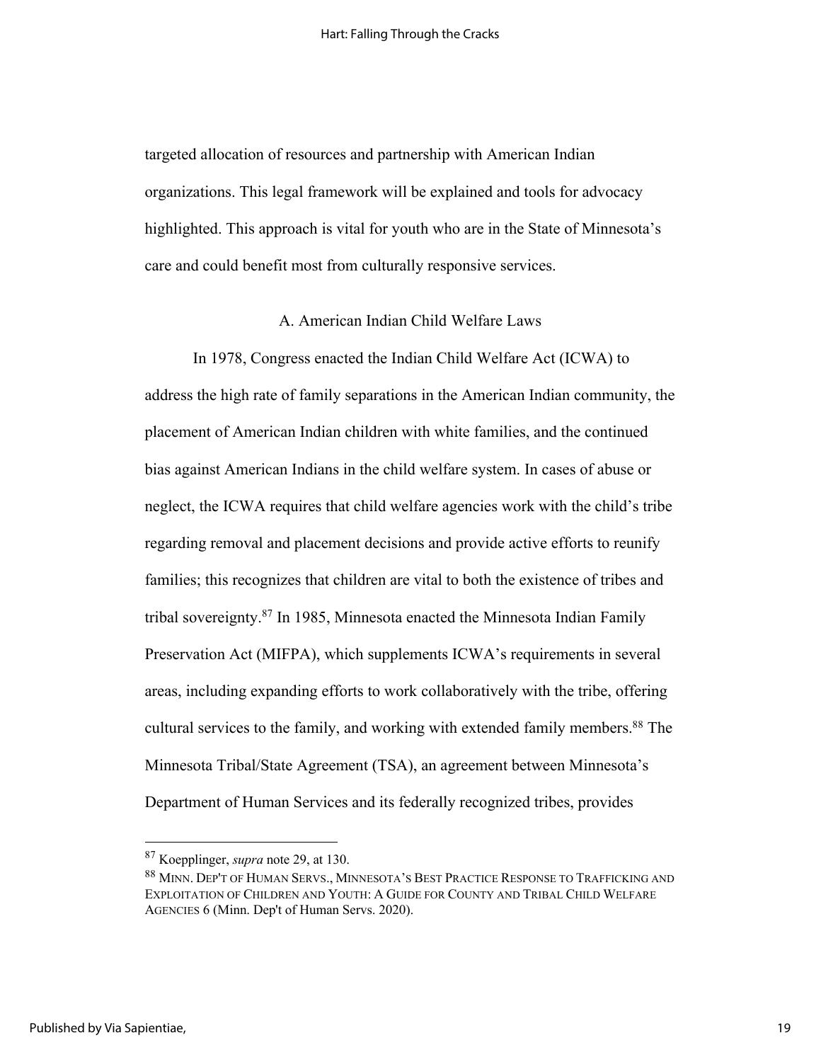targeted allocation of resources and partnership with American Indian organizations. This legal framework will be explained and tools for advocacy highlighted. This approach is vital for youth who are in the State of Minnesota's care and could benefit most from culturally responsive services.

### A. American Indian Child Welfare Laws

In 1978, Congress enacted the Indian Child Welfare Act (ICWA) to address the high rate of family separations in the American Indian community, the placement of American Indian children with white families, and the continued bias against American Indians in the child welfare system. In cases of abuse or neglect, the ICWA requires that child welfare agencies work with the child's tribe regarding removal and placement decisions and provide active efforts to reunify families; this recognizes that children are vital to both the existence of tribes and tribal sovereignty.[87] In 1985, Minnesota enacted the Minnesota Indian Family Preservation Act (MIFPA), which supplements ICWA's requirements in several areas, including expanding efforts to work collaboratively with the tribe, offering cultural services to the family, and working with extended family members.[88] The Minnesota Tribal/State Agreement (TSA), an agreement between Minnesota's Department of Human Services and its federally recognized tribes, provides

---

[87] Koepplinger, *supra* note 29, at 130.

[88] MINN. DEP'T OF HUMAN SERVS., MINNESOTA'S BEST PRACTICE RESPONSE TO TRAFFICKING AND EXPLOITATION OF CHILDREN AND YOUTH: A GUIDE FOR COUNTY AND TRIBAL CHILD WELFARE AGENCIES 6 (Minn. Dep't of Human Servs. 2020).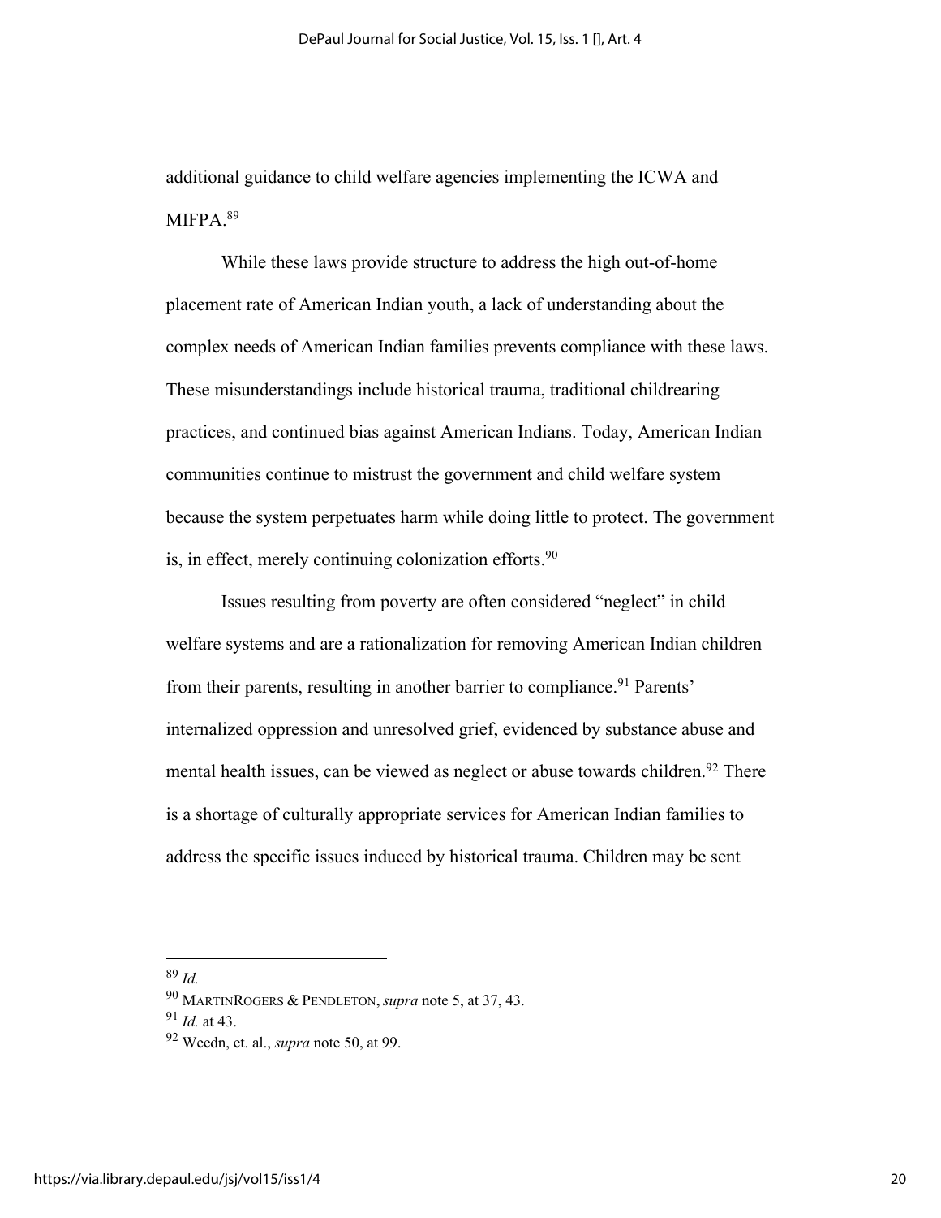additional guidance to child welfare agencies implementing the ICWA and MIFPA.[89]

While these laws provide structure to address the high out-of-home placement rate of American Indian youth, a lack of understanding about the complex needs of American Indian families prevents compliance with these laws. These misunderstandings include historical trauma, traditional childrearing practices, and continued bias against American Indians. Today, American Indian communities continue to mistrust the government and child welfare system because the system perpetuates harm while doing little to protect. The government is, in effect, merely continuing colonization efforts.[90]

Issues resulting from poverty are often considered "neglect" in child welfare systems and are a rationalization for removing American Indian children from their parents, resulting in another barrier to compliance.[91] Parents' internalized oppression and unresolved grief, evidenced by substance abuse and mental health issues, can be viewed as neglect or abuse towards children.[92] There is a shortage of culturally appropriate services for American Indian families to address the specific issues induced by historical trauma. Children may be sent

---

[89] *Id.*

[90] MARTINROGERS & PENDLETON, *supra* note 5, at 37, 43.

[91] *Id.* at 43.

[92] Weedn, et. al., *supra* note 50, at 99.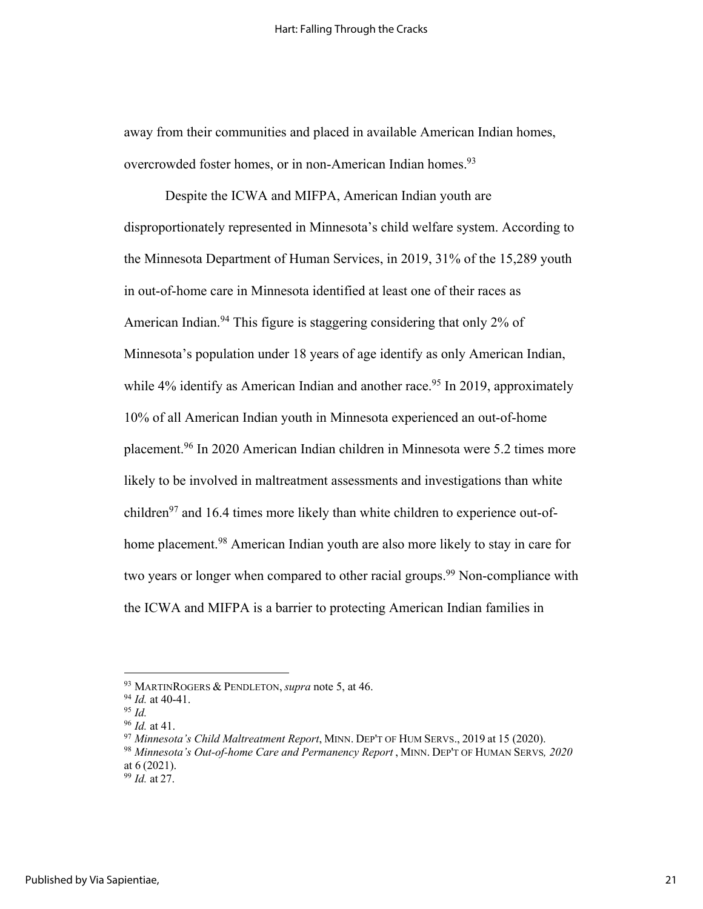away from their communities and placed in available American Indian homes, overcrowded foster homes, or in non-American Indian homes.[93]

Despite the ICWA and MIFPA, American Indian youth are disproportionately represented in Minnesota's child welfare system. According to the Minnesota Department of Human Services, in 2019, 31% of the 15,289 youth in out-of-home care in Minnesota identified at least one of their races as American Indian.[94] This figure is staggering considering that only 2% of Minnesota's population under 18 years of age identify as only American Indian, while 4% identify as American Indian and another race.[95] In 2019, approximately 10% of all American Indian youth in Minnesota experienced an out-of-home placement.[96] In 2020 American Indian children in Minnesota were 5.2 times more likely to be involved in maltreatment assessments and investigations than white children[97] and 16.4 times more likely than white children to experience out-of-home placement.[98] American Indian youth are also more likely to stay in care for two years or longer when compared to other racial groups.[99] Non-compliance with the ICWA and MIFPA is a barrier to protecting American Indian families in

---

[93] MARTINROGERS & PENDLETON, *supra* note 5, at 46.
[94] *Id.* at 40-41.
[95] *Id.*
[96] *Id.* at 41.
[97] *Minnesota's Child Maltreatment Report*, MINN. DEP'T OF HUM SERVS., 2019 at 15 (2020).
[98] *Minnesota's Out-of-home Care and Permanency Report* , MINN. DEP'T OF HUMAN SERVS*, 2020* at 6 (2021).
[99] *Id.* at 27.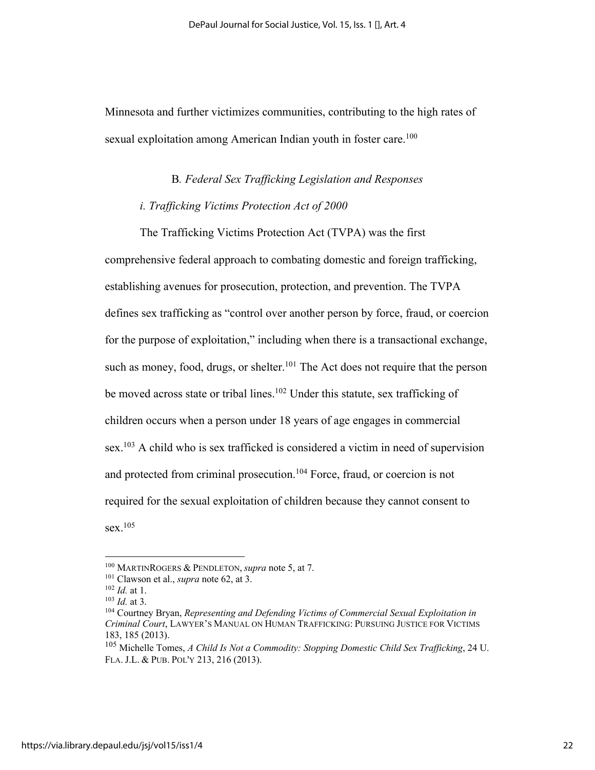Minnesota and further victimizes communities, contributing to the high rates of sexual exploitation among American Indian youth in foster care.[100]

### B. *Federal Sex Trafficking Legislation and Responses*

#### *i. Trafficking Victims Protection Act of 2000*

The Trafficking Victims Protection Act (TVPA) was the first comprehensive federal approach to combating domestic and foreign trafficking, establishing avenues for prosecution, protection, and prevention. The TVPA defines sex trafficking as "control over another person by force, fraud, or coercion for the purpose of exploitation," including when there is a transactional exchange, such as money, food, drugs, or shelter.[101] The Act does not require that the person be moved across state or tribal lines.[102] Under this statute, sex trafficking of children occurs when a person under 18 years of age engages in commercial sex.[103] A child who is sex trafficked is considered a victim in need of supervision and protected from criminal prosecution.[104] Force, fraud, or coercion is not required for the sexual exploitation of children because they cannot consent to sex.[105]

---

[100] MARTINROGERS & PENDLETON, *supra* note 5, at 7.

[101] Clawson et al., *supra* note 62, at 3.

[102] *Id.* at 1.

[103] *Id.* at 3.

[104] Courtney Bryan, *Representing and Defending Victims of Commercial Sexual Exploitation in Criminal Court*, LAWYER'S MANUAL ON HUMAN TRAFFICKING: PURSUING JUSTICE FOR VICTIMS 183, 185 (2013).

[105] Michelle Tomes, *A Child Is Not a Commodity: Stopping Domestic Child Sex Trafficking*, 24 U. FLA. J.L. & PUB. POL'Y 213, 216 (2013).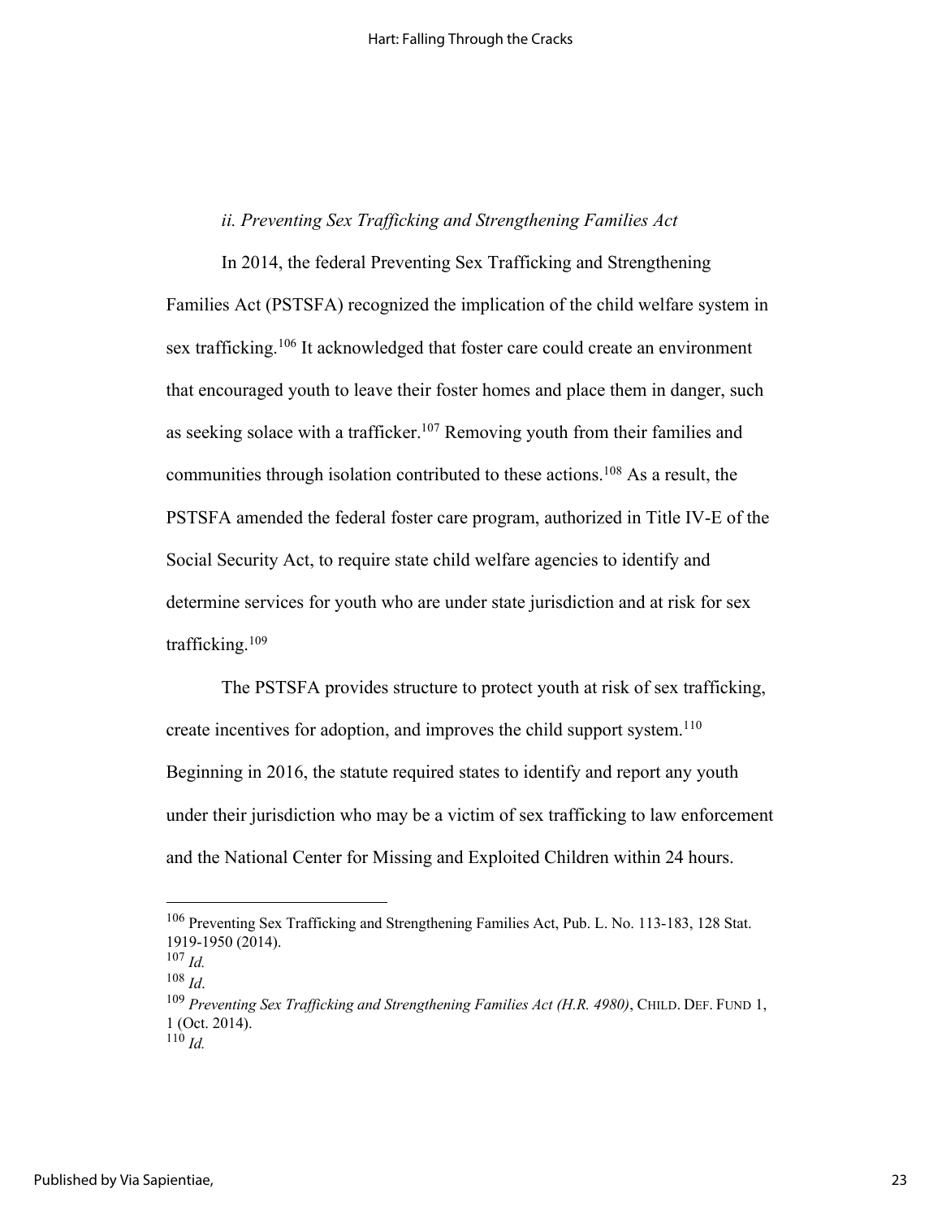*ii. Preventing Sex Trafficking and Strengthening Families Act*

In 2014, the federal Preventing Sex Trafficking and Strengthening Families Act (PSTSFA) recognized the implication of the child welfare system in sex trafficking.[106] It acknowledged that foster care could create an environment that encouraged youth to leave their foster homes and place them in danger, such as seeking solace with a trafficker.[107] Removing youth from their families and communities through isolation contributed to these actions.[108] As a result, the PSTSFA amended the federal foster care program, authorized in Title IV-E of the Social Security Act, to require state child welfare agencies to identify and determine services for youth who are under state jurisdiction and at risk for sex trafficking.[109]

The PSTSFA provides structure to protect youth at risk of sex trafficking, create incentives for adoption, and improves the child support system.[110] Beginning in 2016, the statute required states to identify and report any youth under their jurisdiction who may be a victim of sex trafficking to law enforcement and the National Center for Missing and Exploited Children within 24 hours.

---

[106] Preventing Sex Trafficking and Strengthening Families Act, Pub. L. No. 113-183, 128 Stat. 1919-1950 (2014).

[107] *Id.*

[108] *Id.*

[109] *Preventing Sex Trafficking and Strengthening Families Act (H.R. 4980)*, CHILD. DEF. FUND 1, 1 (Oct. 2014).

[110] *Id.*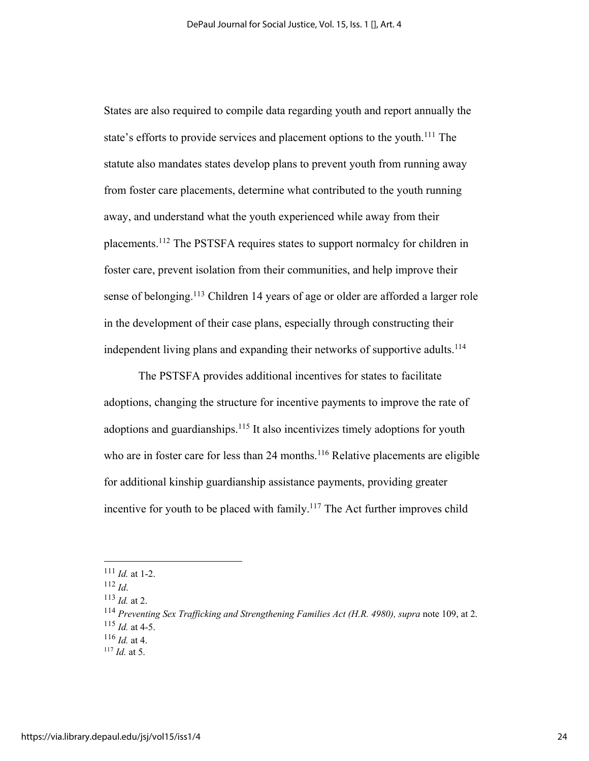States are also required to compile data regarding youth and report annually the state's efforts to provide services and placement options to the youth.[111] The statute also mandates states develop plans to prevent youth from running away from foster care placements, determine what contributed to the youth running away, and understand what the youth experienced while away from their placements.[112] The PSTSFA requires states to support normalcy for children in foster care, prevent isolation from their communities, and help improve their sense of belonging.[113] Children 14 years of age or older are afforded a larger role in the development of their case plans, especially through constructing their independent living plans and expanding their networks of supportive adults.[114]

The PSTSFA provides additional incentives for states to facilitate adoptions, changing the structure for incentive payments to improve the rate of adoptions and guardianships.[115] It also incentivizes timely adoptions for youth who are in foster care for less than 24 months.[116] Relative placements are eligible for additional kinship guardianship assistance payments, providing greater incentive for youth to be placed with family.[117] The Act further improves child

---

[111] *Id.* at 1-2.

[112] *Id.*

[113] *Id.* at 2.

[114] *Preventing Sex Trafficking and Strengthening Families Act (H.R. 4980), supra* note 109, at 2.

[115] *Id.* at 4-5.

[116] *Id.* at 4.

[117] *Id.* at 5.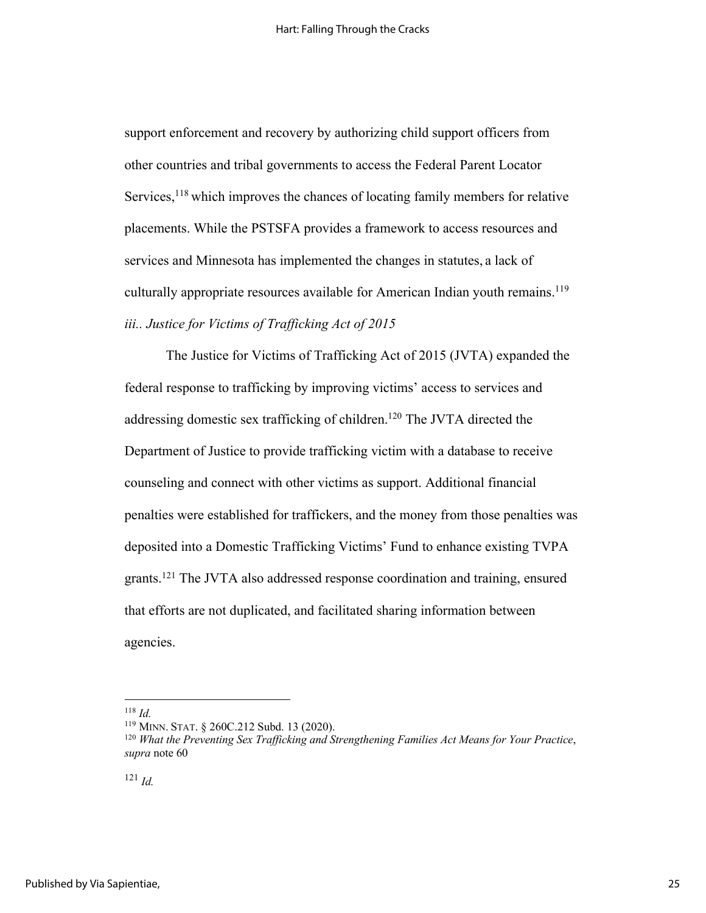support enforcement and recovery by authorizing child support officers from other countries and tribal governments to access the Federal Parent Locator Services,[118] which improves the chances of locating family members for relative placements. While the PSTSFA provides a framework to access resources and services and Minnesota has implemented the changes in statutes, a lack of culturally appropriate resources available for American Indian youth remains.[119]

*iii.. Justice for Victims of Trafficking Act of 2015*

The Justice for Victims of Trafficking Act of 2015 (JVTA) expanded the federal response to trafficking by improving victims' access to services and addressing domestic sex trafficking of children.[120] The JVTA directed the Department of Justice to provide trafficking victim with a database to receive counseling and connect with other victims as support. Additional financial penalties were established for traffickers, and the money from those penalties was deposited into a Domestic Trafficking Victims' Fund to enhance existing TVPA grants.[121] The JVTA also addressed response coordination and training, ensured that efforts are not duplicated, and facilitated sharing information between agencies.

---

[118] *Id.*

[119] MINN. STAT. § 260C.212 Subd. 13 (2020).

[120] *What the Preventing Sex Trafficking and Strengthening Families Act Means for Your Practice*, *supra* note 60

[121] *Id.*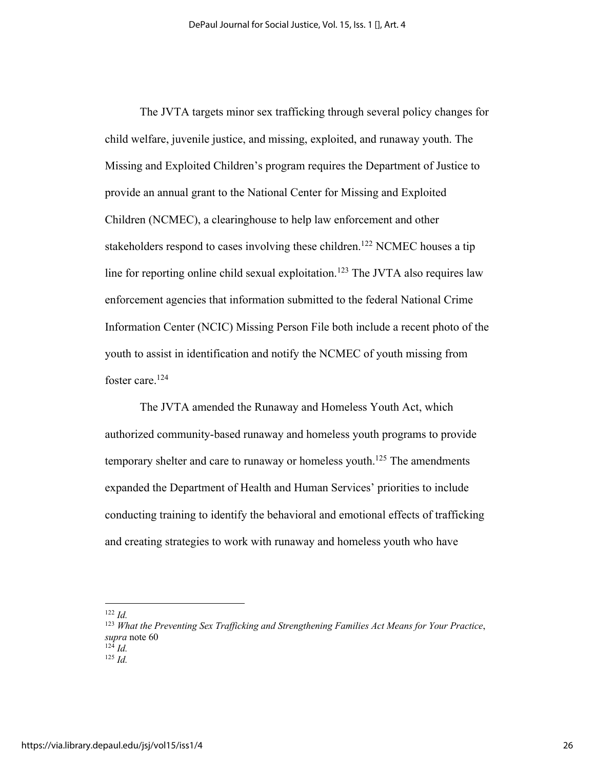The JVTA targets minor sex trafficking through several policy changes for child welfare, juvenile justice, and missing, exploited, and runaway youth. The Missing and Exploited Children's program requires the Department of Justice to provide an annual grant to the National Center for Missing and Exploited Children (NCMEC), a clearinghouse to help law enforcement and other stakeholders respond to cases involving these children.[122] NCMEC houses a tip line for reporting online child sexual exploitation.[123] The JVTA also requires law enforcement agencies that information submitted to the federal National Crime Information Center (NCIC) Missing Person File both include a recent photo of the youth to assist in identification and notify the NCMEC of youth missing from foster care.[124]

The JVTA amended the Runaway and Homeless Youth Act, which authorized community-based runaway and homeless youth programs to provide temporary shelter and care to runaway or homeless youth.[125] The amendments expanded the Department of Health and Human Services' priorities to include conducting training to identify the behavioral and emotional effects of trafficking and creating strategies to work with runaway and homeless youth who have

---

[122] *Id.*

[123] *What the Preventing Sex Trafficking and Strengthening Families Act Means for Your Practice*, *supra* note 60

[124] *Id.*

[125] *Id.*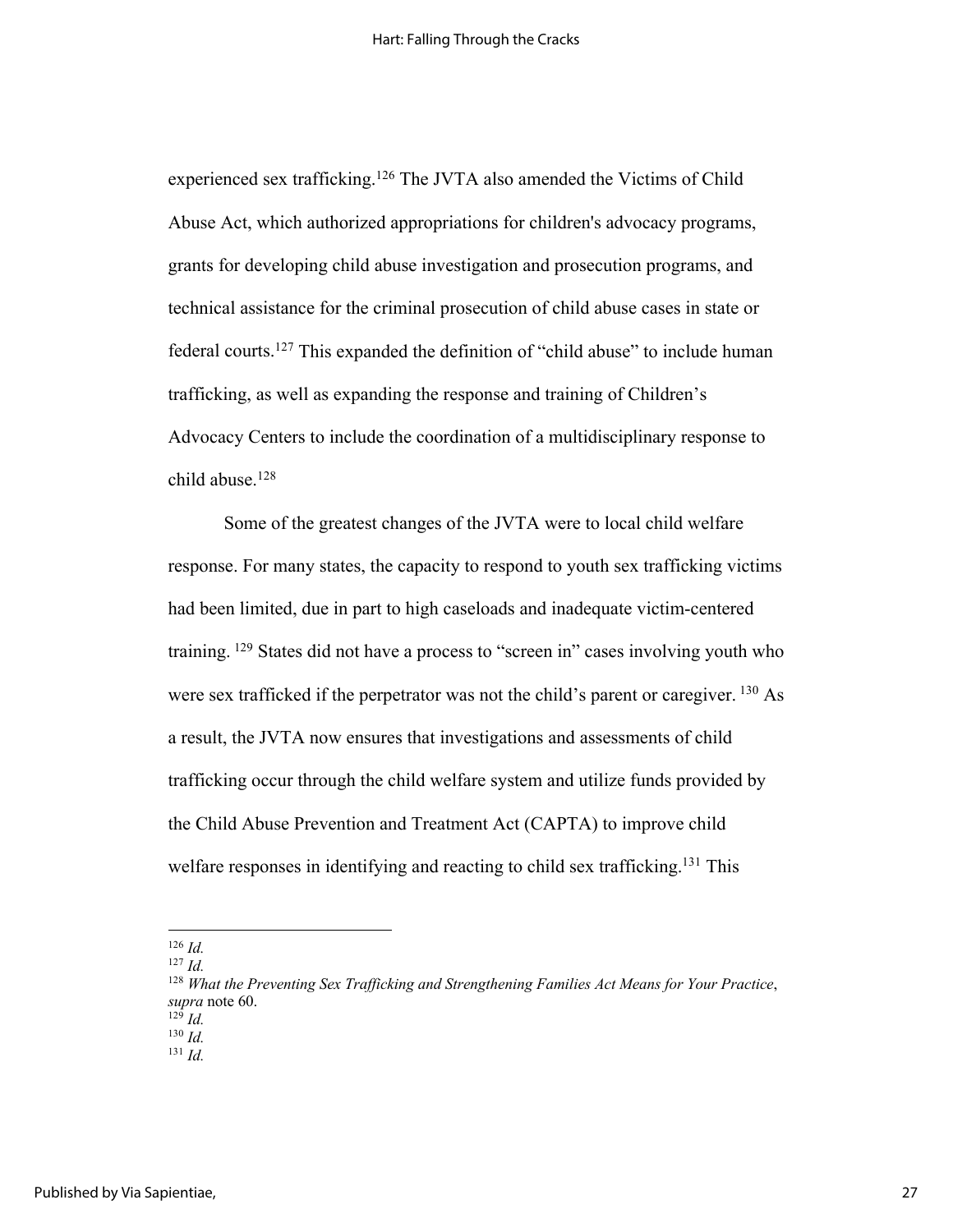experienced sex trafficking.[126] The JVTA also amended the Victims of Child Abuse Act, which authorized appropriations for children's advocacy programs, grants for developing child abuse investigation and prosecution programs, and technical assistance for the criminal prosecution of child abuse cases in state or federal courts.[127] This expanded the definition of "child abuse" to include human trafficking, as well as expanding the response and training of Children's Advocacy Centers to include the coordination of a multidisciplinary response to child abuse.[128]

Some of the greatest changes of the JVTA were to local child welfare response. For many states, the capacity to respond to youth sex trafficking victims had been limited, due in part to high caseloads and inadequate victim-centered training. [129] States did not have a process to "screen in" cases involving youth who were sex trafficked if the perpetrator was not the child's parent or caregiver. [130] As a result, the JVTA now ensures that investigations and assessments of child trafficking occur through the child welfare system and utilize funds provided by the Child Abuse Prevention and Treatment Act (CAPTA) to improve child welfare responses in identifying and reacting to child sex trafficking.[131] This

---

[126] *Id.*
[127] *Id.*
[128] *What the Preventing Sex Trafficking and Strengthening Families Act Means for Your Practice*, *supra* note 60.
[129] *Id.*
[130] *Id.*
[131] *Id.*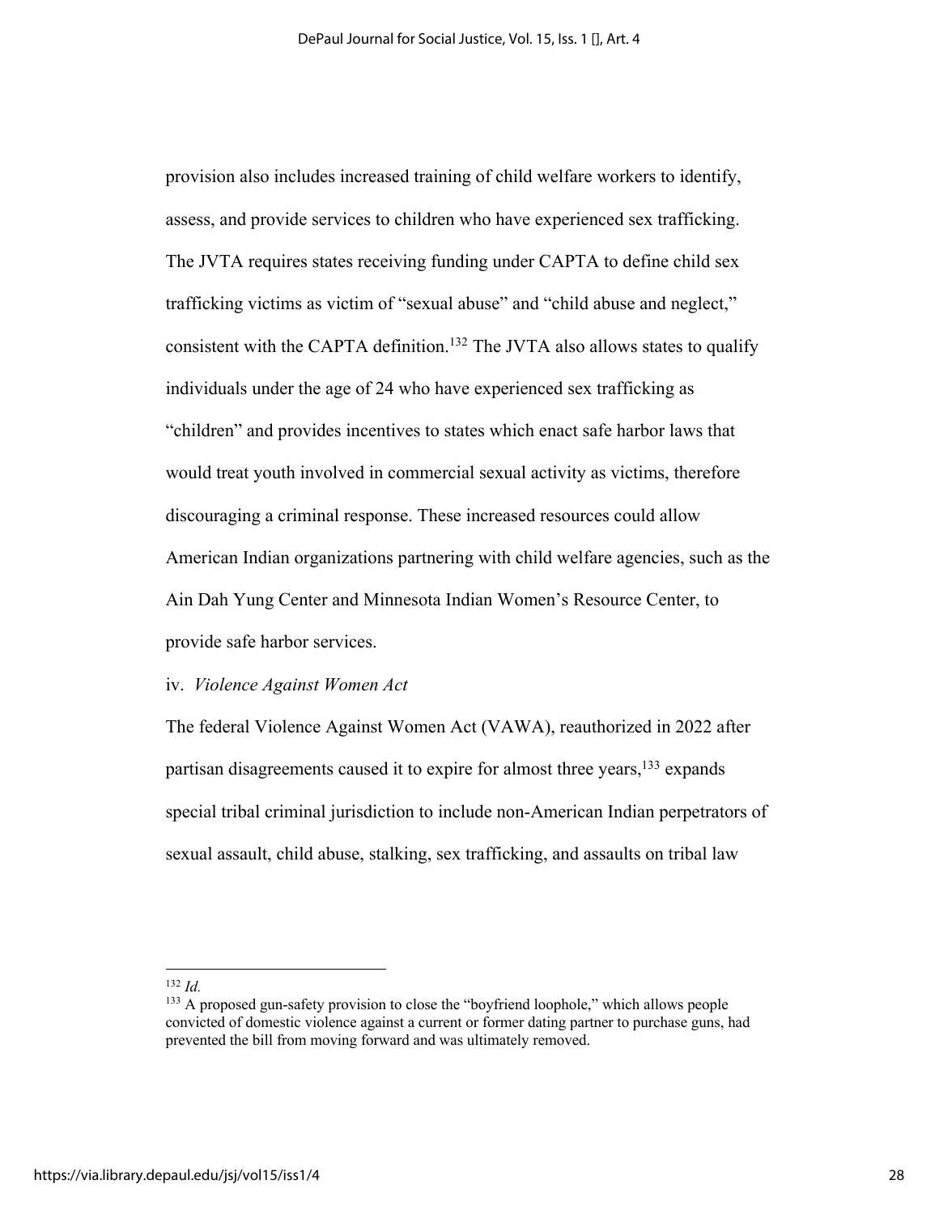provision also includes increased training of child welfare workers to identify, assess, and provide services to children who have experienced sex trafficking. The JVTA requires states receiving funding under CAPTA to define child sex trafficking victims as victim of "sexual abuse" and "child abuse and neglect," consistent with the CAPTA definition.[132] The JVTA also allows states to qualify individuals under the age of 24 who have experienced sex trafficking as "children" and provides incentives to states which enact safe harbor laws that would treat youth involved in commercial sexual activity as victims, therefore discouraging a criminal response. These increased resources could allow American Indian organizations partnering with child welfare agencies, such as the Ain Dah Yung Center and Minnesota Indian Women's Resource Center, to provide safe harbor services.

iv. *Violence Against Women Act*

The federal Violence Against Women Act (VAWA), reauthorized in 2022 after partisan disagreements caused it to expire for almost three years,[133] expands special tribal criminal jurisdiction to include non-American Indian perpetrators of sexual assault, child abuse, stalking, sex trafficking, and assaults on tribal law

---

[132] *Id.*

[133] A proposed gun-safety provision to close the "boyfriend loophole," which allows people convicted of domestic violence against a current or former dating partner to purchase guns, had prevented the bill from moving forward and was ultimately removed.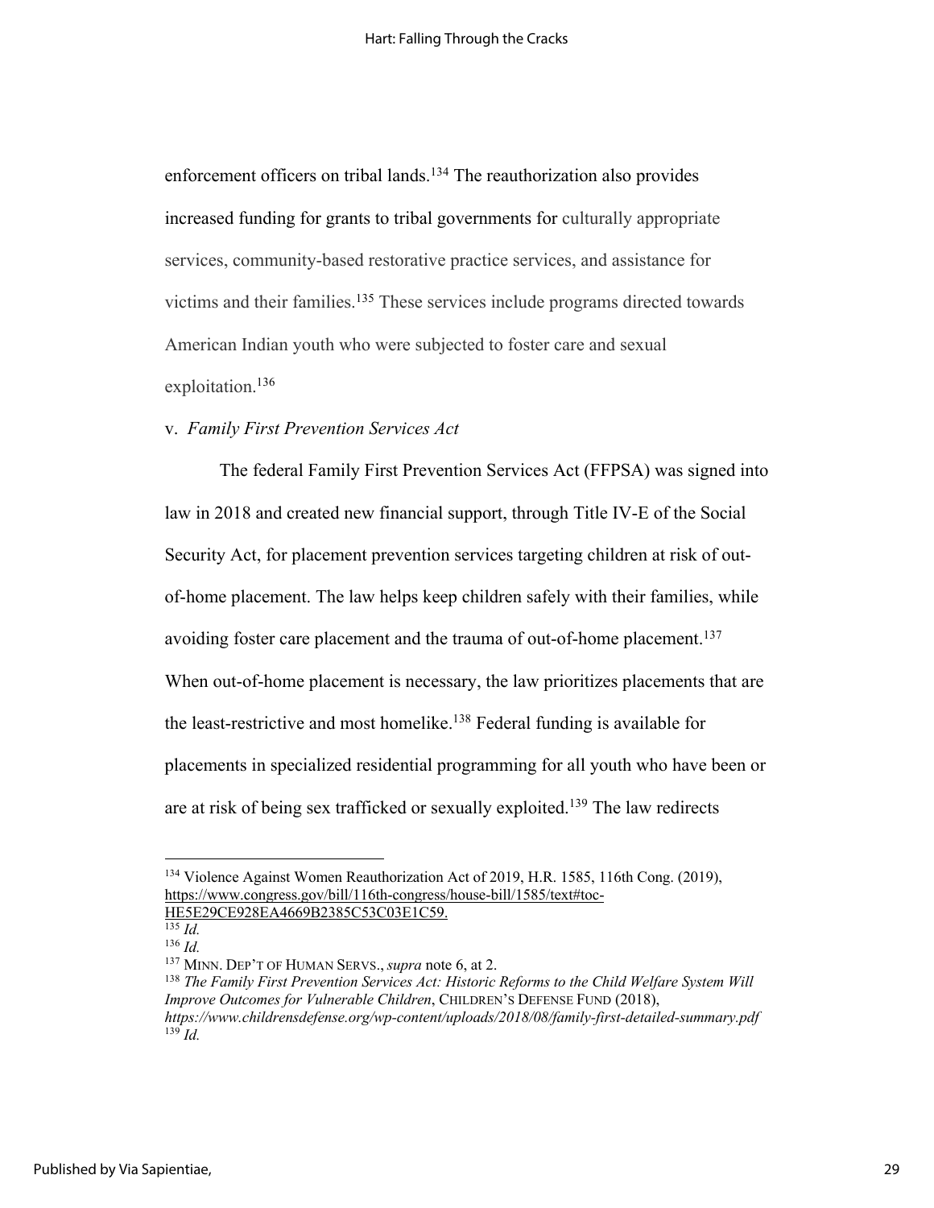enforcement officers on tribal lands.[134] The reauthorization also provides increased funding for grants to tribal governments for culturally appropriate services, community-based restorative practice services, and assistance for victims and their families.[135] These services include programs directed towards American Indian youth who were subjected to foster care and sexual exploitation.[136]

v. *Family First Prevention Services Act*

The federal Family First Prevention Services Act (FFPSA) was signed into law in 2018 and created new financial support, through Title IV-E of the Social Security Act, for placement prevention services targeting children at risk of out-of-home placement. The law helps keep children safely with their families, while avoiding foster care placement and the trauma of out-of-home placement.[137] When out-of-home placement is necessary, the law prioritizes placements that are the least-restrictive and most homelike.[138] Federal funding is available for placements in specialized residential programming for all youth who have been or are at risk of being sex trafficked or sexually exploited.[139] The law redirects

---

[134] Violence Against Women Reauthorization Act of 2019, H.R. 1585, 116th Cong. (2019), https://www.congress.gov/bill/116th-congress/house-bill/1585/text#toc-HE5E29CE928EA4669B2385C53C03E1C59.

[135] *Id.*

[136] *Id.*

[137] MINN. DEP'T OF HUMAN SERVS., *supra* note 6, at 2.

[138] *The Family First Prevention Services Act: Historic Reforms to the Child Welfare System Will Improve Outcomes for Vulnerable Children*, CHILDREN'S DEFENSE FUND (2018), *https://www.childrensdefense.org/wp-content/uploads/2018/08/family-first-detailed-summary.pdf*

[139] *Id.*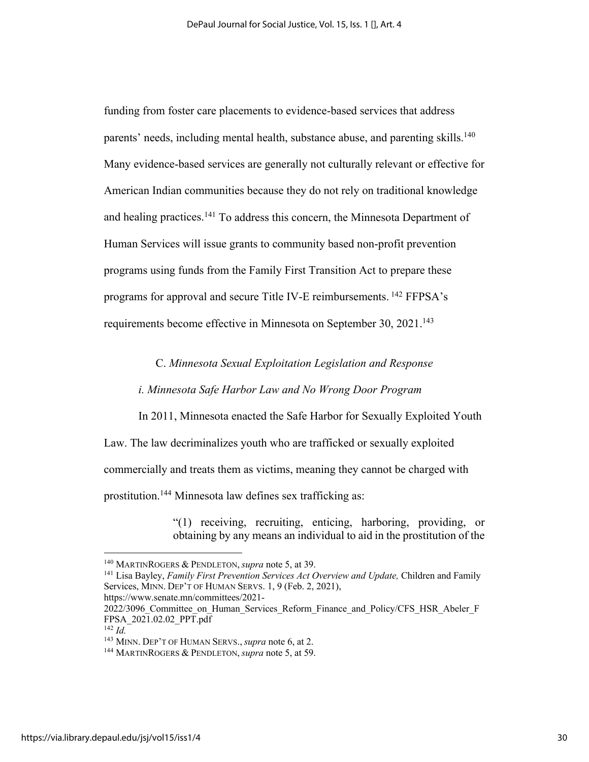funding from foster care placements to evidence-based services that address parents' needs, including mental health, substance abuse, and parenting skills.[140] Many evidence-based services are generally not culturally relevant or effective for American Indian communities because they do not rely on traditional knowledge and healing practices.[141] To address this concern, the Minnesota Department of Human Services will issue grants to community based non-profit prevention programs using funds from the Family First Transition Act to prepare these programs for approval and secure Title IV-E reimbursements.[142] FFPSA's requirements become effective in Minnesota on September 30, 2021.[143]

### C. *Minnesota Sexual Exploitation Legislation and Response*

#### *i. Minnesota Safe Harbor Law and No Wrong Door Program*

In 2011, Minnesota enacted the Safe Harbor for Sexually Exploited Youth Law. The law decriminalizes youth who are trafficked or sexually exploited commercially and treats them as victims, meaning they cannot be charged with prostitution.[144] Minnesota law defines sex trafficking as:

> "(1) receiving, recruiting, enticing, harboring, providing, or obtaining by any means an individual to aid in the prostitution of the

---

[140] MARTINROGERS & PENDLETON, *supra* note 5, at 39.

[141] Lisa Bayley, *Family First Prevention Services Act Overview and Update,* Children and Family Services, MINN. DEP'T OF HUMAN SERVS. 1, 9 (Feb. 2, 2021), https://www.senate.mn/committees/2021-2022/3096_Committee_on_Human_Services_Reform_Finance_and_Policy/CFS_HSR_Abeler_FFPSA_2021.02.02_PPT.pdf

[142] *Id.*

[143] MINN. DEP'T OF HUMAN SERVS., *supra* note 6, at 2.

[144] MARTINROGERS & PENDLETON, *supra* note 5, at 59.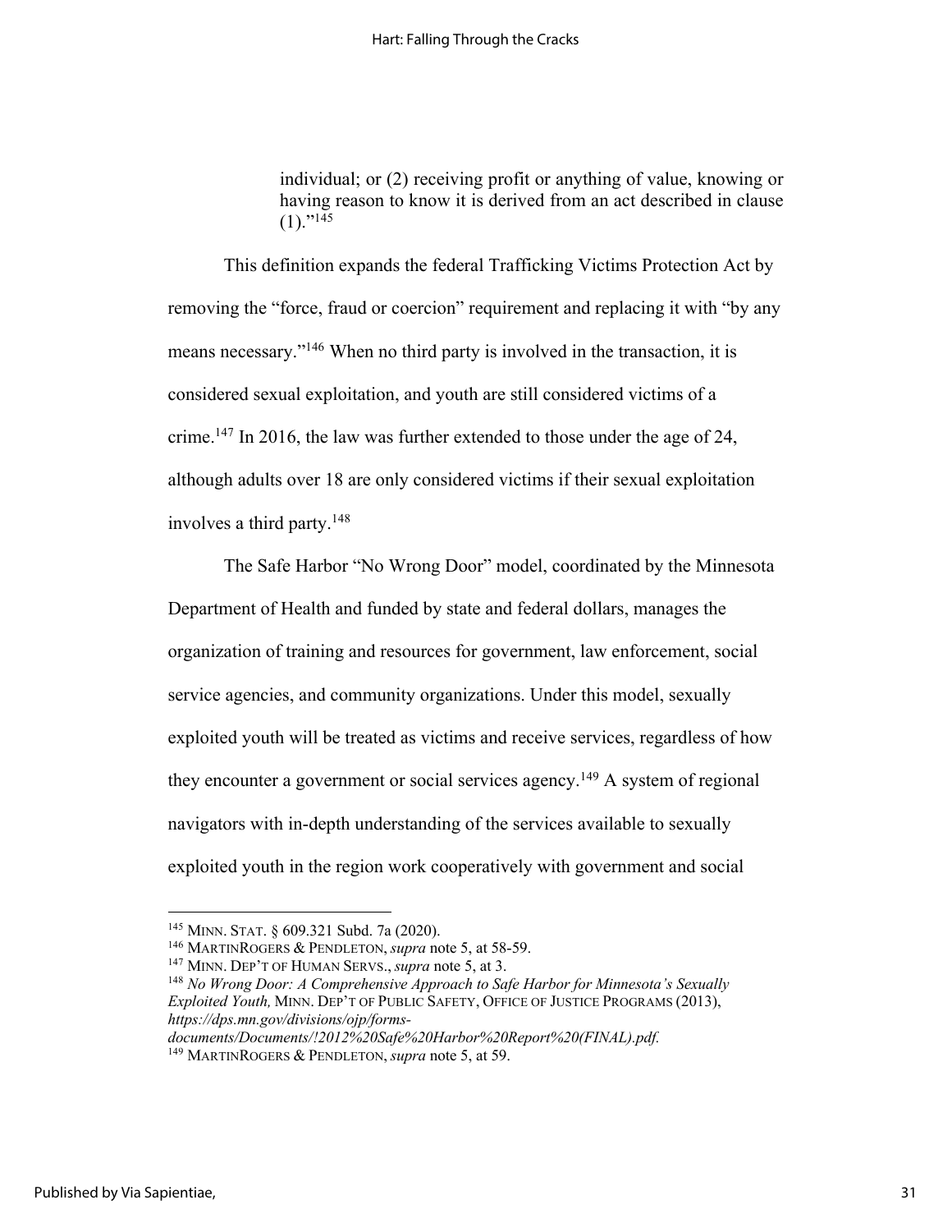> individual; or (2) receiving profit or anything of value, knowing or having reason to know it is derived from an act described in clause (1)."[145]

This definition expands the federal Trafficking Victims Protection Act by removing the "force, fraud or coercion" requirement and replacing it with "by any means necessary."[146] When no third party is involved in the transaction, it is considered sexual exploitation, and youth are still considered victims of a crime.[147] In 2016, the law was further extended to those under the age of 24, although adults over 18 are only considered victims if their sexual exploitation involves a third party.[148]

The Safe Harbor "No Wrong Door" model, coordinated by the Minnesota Department of Health and funded by state and federal dollars, manages the organization of training and resources for government, law enforcement, social service agencies, and community organizations. Under this model, sexually exploited youth will be treated as victims and receive services, regardless of how they encounter a government or social services agency.[149] A system of regional navigators with in-depth understanding of the services available to sexually exploited youth in the region work cooperatively with government and social

---

[145] MINN. STAT. § 609.321 Subd. 7a (2020).

[146] MARTINROGERS & PENDLETON, *supra* note 5, at 58-59.

[147] MINN. DEP'T OF HUMAN SERVS., *supra* note 5, at 3.

[148] *No Wrong Door: A Comprehensive Approach to Safe Harbor for Minnesota's Sexually Exploited Youth,* MINN. DEP'T OF PUBLIC SAFETY, OFFICE OF JUSTICE PROGRAMS (2013), *https://dps.mn.gov/divisions/ojp/forms-documents/Documents/!2012%20Safe%20Harbor%20Report%20(FINAL).pdf.*

[149] MARTINROGERS & PENDLETON, *supra* note 5, at 59.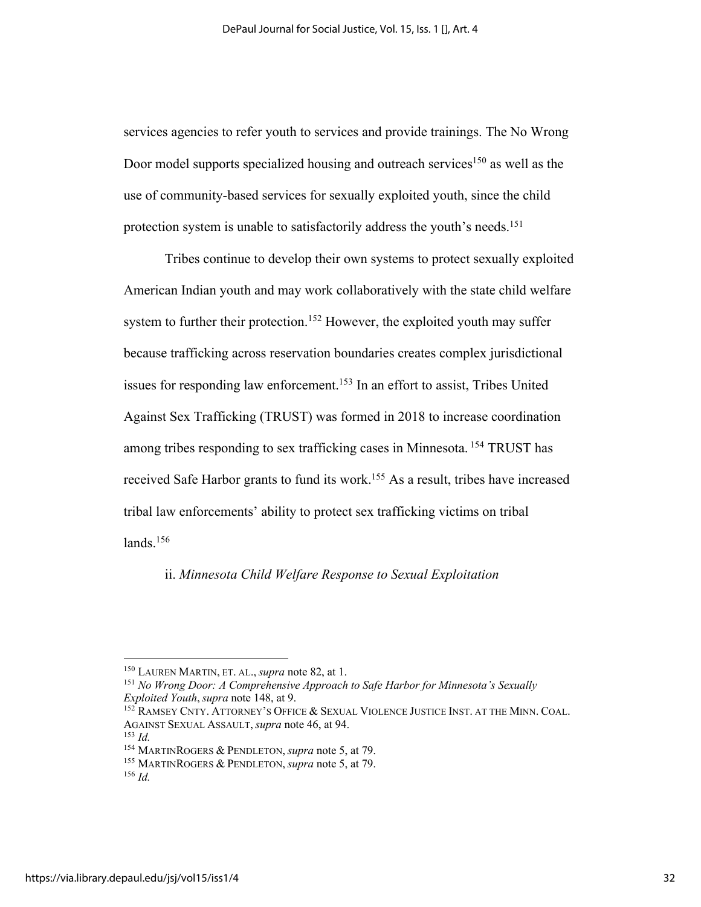services agencies to refer youth to services and provide trainings. The No Wrong Door model supports specialized housing and outreach services[150] as well as the use of community-based services for sexually exploited youth, since the child protection system is unable to satisfactorily address the youth's needs.[151]

Tribes continue to develop their own systems to protect sexually exploited American Indian youth and may work collaboratively with the state child welfare system to further their protection.[152] However, the exploited youth may suffer because trafficking across reservation boundaries creates complex jurisdictional issues for responding law enforcement.[153] In an effort to assist, Tribes United Against Sex Trafficking (TRUST) was formed in 2018 to increase coordination among tribes responding to sex trafficking cases in Minnesota. [154] TRUST has received Safe Harbor grants to fund its work.[155] As a result, tribes have increased tribal law enforcements' ability to protect sex trafficking victims on tribal lands.[156]

ii. *Minnesota Child Welfare Response to Sexual Exploitation*

---

[150] LAUREN MARTIN, ET. AL., *supra* note 82, at 1.

[151] *No Wrong Door: A Comprehensive Approach to Safe Harbor for Minnesota's Sexually Exploited Youth*, *supra* note 148, at 9.

[152] RAMSEY CNTY. ATTORNEY'S OFFICE & SEXUAL VIOLENCE JUSTICE INST. AT THE MINN. COAL. AGAINST SEXUAL ASSAULT, *supra* note 46, at 94.

[153] *Id.*

[154] MARTINROGERS & PENDLETON, *supra* note 5, at 79.

[155] MARTINROGERS & PENDLETON, *supra* note 5, at 79.

[156] *Id.*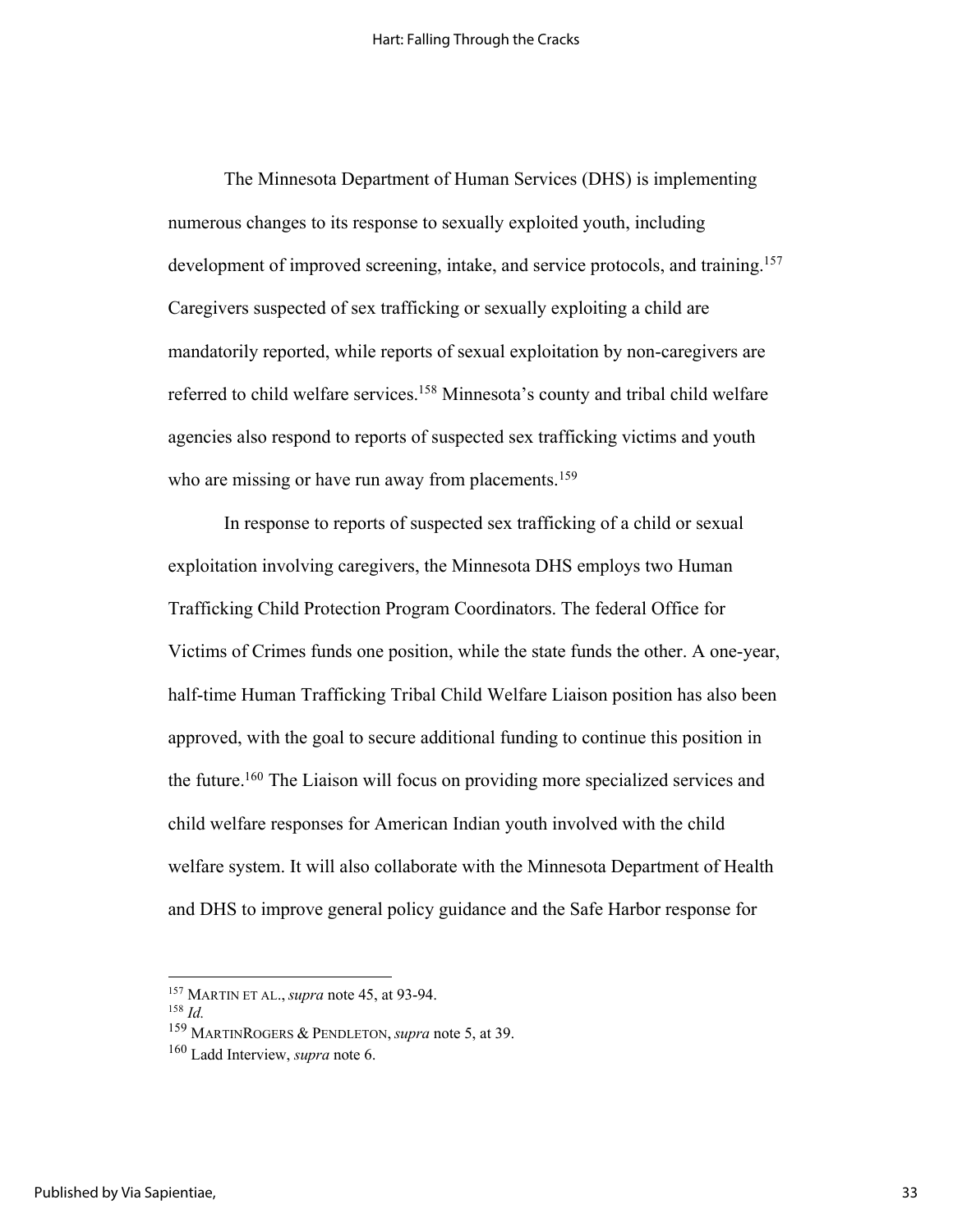The Minnesota Department of Human Services (DHS) is implementing numerous changes to its response to sexually exploited youth, including development of improved screening, intake, and service protocols, and training.[157] Caregivers suspected of sex trafficking or sexually exploiting a child are mandatorily reported, while reports of sexual exploitation by non-caregivers are referred to child welfare services.[158] Minnesota's county and tribal child welfare agencies also respond to reports of suspected sex trafficking victims and youth who are missing or have run away from placements.[159]

In response to reports of suspected sex trafficking of a child or sexual exploitation involving caregivers, the Minnesota DHS employs two Human Trafficking Child Protection Program Coordinators. The federal Office for Victims of Crimes funds one position, while the state funds the other. A one-year, half-time Human Trafficking Tribal Child Welfare Liaison position has also been approved, with the goal to secure additional funding to continue this position in the future.[160] The Liaison will focus on providing more specialized services and child welfare responses for American Indian youth involved with the child welfare system. It will also collaborate with the Minnesota Department of Health and DHS to improve general policy guidance and the Safe Harbor response for

---

[157] MARTIN ET AL., *supra* note 45, at 93-94.

[158] *Id.*

[159] MARTINROGERS & PENDLETON, *supra* note 5, at 39.

[160] Ladd Interview, *supra* note 6.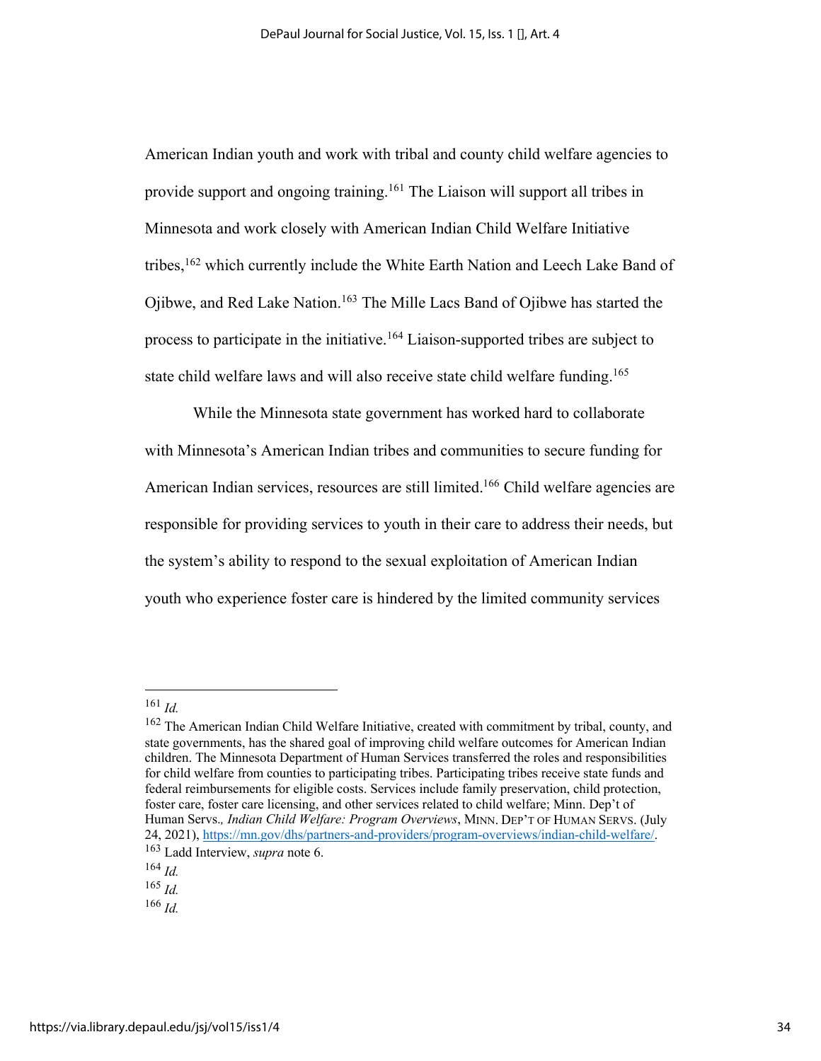American Indian youth and work with tribal and county child welfare agencies to provide support and ongoing training.[161] The Liaison will support all tribes in Minnesota and work closely with American Indian Child Welfare Initiative tribes,[162] which currently include the White Earth Nation and Leech Lake Band of Ojibwe, and Red Lake Nation.[163] The Mille Lacs Band of Ojibwe has started the process to participate in the initiative.[164] Liaison-supported tribes are subject to state child welfare laws and will also receive state child welfare funding.[165]

While the Minnesota state government has worked hard to collaborate with Minnesota's American Indian tribes and communities to secure funding for American Indian services, resources are still limited.[166] Child welfare agencies are responsible for providing services to youth in their care to address their needs, but the system's ability to respond to the sexual exploitation of American Indian youth who experience foster care is hindered by the limited community services

---

[161] *Id.*

[162] The American Indian Child Welfare Initiative, created with commitment by tribal, county, and state governments, has the shared goal of improving child welfare outcomes for American Indian children. The Minnesota Department of Human Services transferred the roles and responsibilities for child welfare from counties to participating tribes. Participating tribes receive state funds and federal reimbursements for eligible costs. Services include family preservation, child protection, foster care, foster care licensing, and other services related to child welfare; Minn. Dep't of Human Servs.*, Indian Child Welfare: Program Overviews*, MINN. DEP'T OF HUMAN SERVS. (July 24, 2021), https://mn.gov/dhs/partners-and-providers/program-overviews/indian-child-welfare/.

[163] Ladd Interview, *supra* note 6.

[164] *Id.*

[165] *Id.*

[166] *Id.*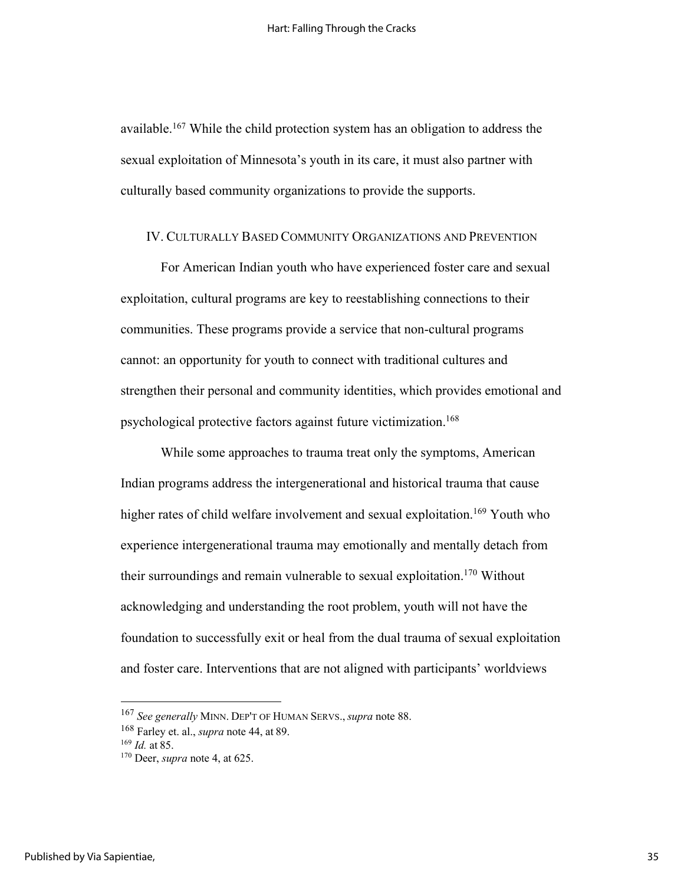available.[167] While the child protection system has an obligation to address the sexual exploitation of Minnesota's youth in its care, it must also partner with culturally based community organizations to provide the supports.

## IV. Culturally Based Community Organizations and Prevention

For American Indian youth who have experienced foster care and sexual exploitation, cultural programs are key to reestablishing connections to their communities. These programs provide a service that non-cultural programs cannot: an opportunity for youth to connect with traditional cultures and strengthen their personal and community identities, which provides emotional and psychological protective factors against future victimization.[168]

While some approaches to trauma treat only the symptoms, American Indian programs address the intergenerational and historical trauma that cause higher rates of child welfare involvement and sexual exploitation.[169] Youth who experience intergenerational trauma may emotionally and mentally detach from their surroundings and remain vulnerable to sexual exploitation.[170] Without acknowledging and understanding the root problem, youth will not have the foundation to successfully exit or heal from the dual trauma of sexual exploitation and foster care. Interventions that are not aligned with participants' worldviews

---

[167] *See generally* Minn. Dep't of Human Servs., *supra* note 88.

[168] Farley et. al., *supra* note 44, at 89.

[169] *Id.* at 85.

[170] Deer, *supra* note 4, at 625.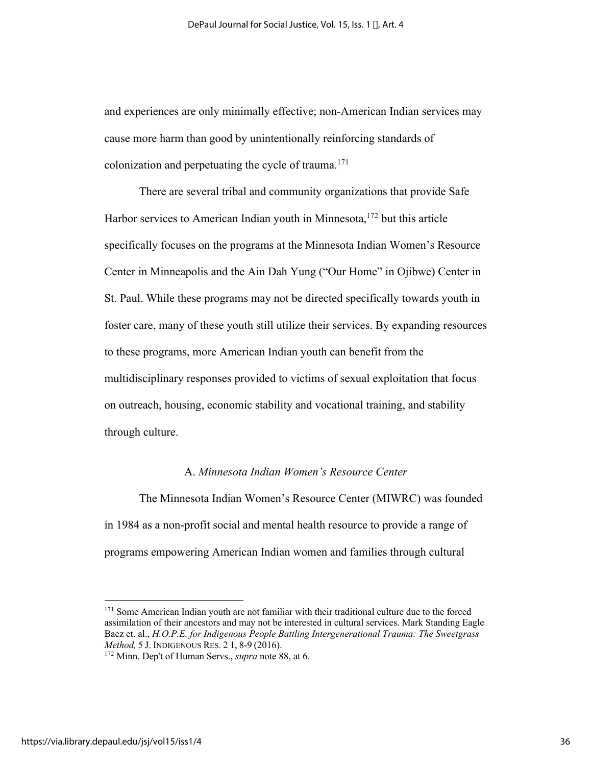and experiences are only minimally effective; non-American Indian services may cause more harm than good by unintentionally reinforcing standards of colonization and perpetuating the cycle of trauma.[171]

There are several tribal and community organizations that provide Safe Harbor services to American Indian youth in Minnesota,[172] but this article specifically focuses on the programs at the Minnesota Indian Women's Resource Center in Minneapolis and the Ain Dah Yung ("Our Home" in Ojibwe) Center in St. Paul. While these programs may not be directed specifically towards youth in foster care, many of these youth still utilize their services. By expanding resources to these programs, more American Indian youth can benefit from the multidisciplinary responses provided to victims of sexual exploitation that focus on outreach, housing, economic stability and vocational training, and stability through culture.

### A. *Minnesota Indian Women's Resource Center*

The Minnesota Indian Women's Resource Center (MIWRC) was founded in 1984 as a non-profit social and mental health resource to provide a range of programs empowering American Indian women and families through cultural

---

[171] Some American Indian youth are not familiar with their traditional culture due to the forced assimilation of their ancestors and may not be interested in cultural services. Mark Standing Eagle Baez et. al., *H.O.P.E. for Indigenous People Battling Intergenerational Trauma: The Sweetgrass Method,* 5 J. INDIGENOUS RES. 2 1, 8-9 (2016).

[172] Minn. Dep't of Human Servs., *supra* note 88, at 6.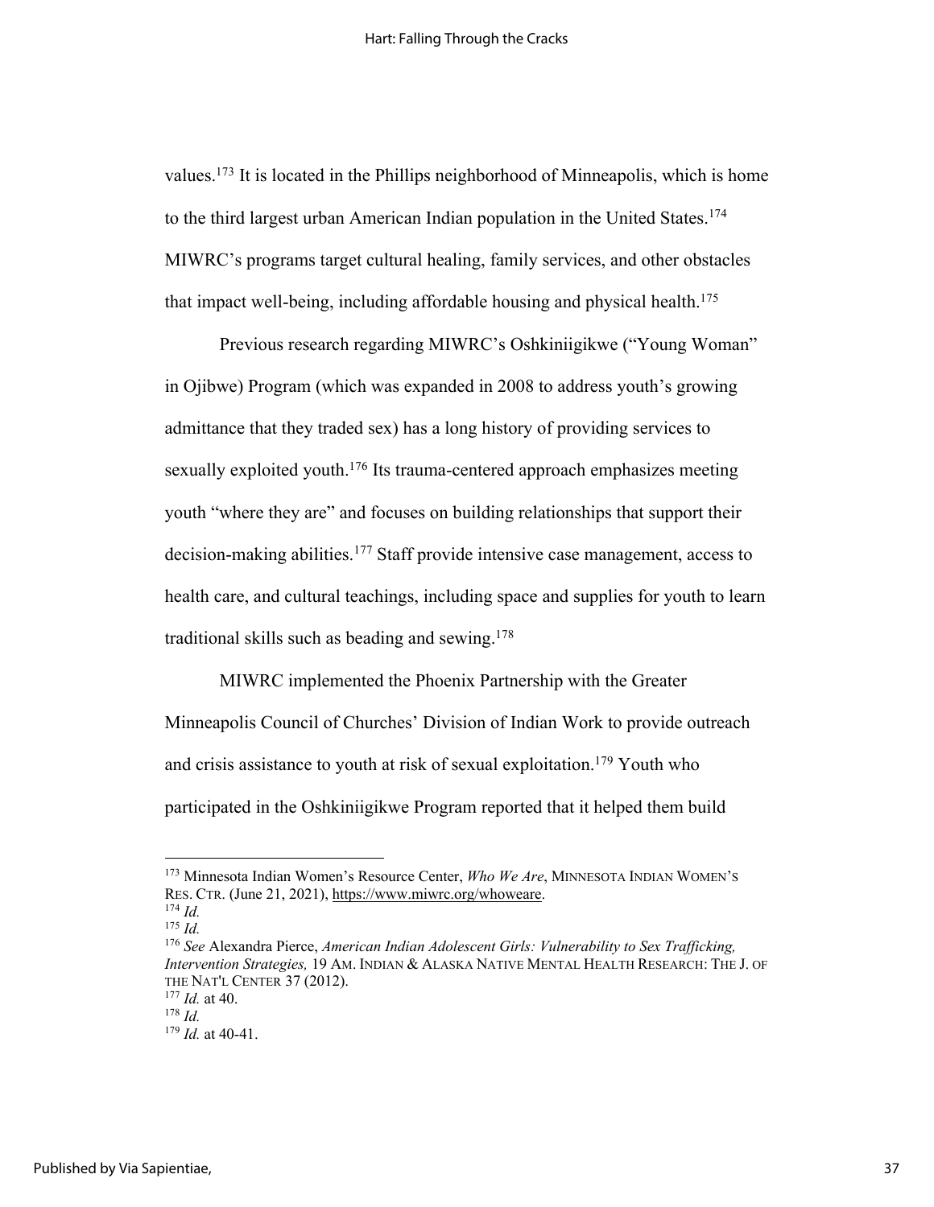values.[173] It is located in the Phillips neighborhood of Minneapolis, which is home to the third largest urban American Indian population in the United States.[174] MIWRC's programs target cultural healing, family services, and other obstacles that impact well-being, including affordable housing and physical health.[175]

Previous research regarding MIWRC's Oshkiniigikwe ("Young Woman" in Ojibwe) Program (which was expanded in 2008 to address youth's growing admittance that they traded sex) has a long history of providing services to sexually exploited youth.[176] Its trauma-centered approach emphasizes meeting youth "where they are" and focuses on building relationships that support their decision-making abilities.[177] Staff provide intensive case management, access to health care, and cultural teachings, including space and supplies for youth to learn traditional skills such as beading and sewing.[178]

MIWRC implemented the Phoenix Partnership with the Greater Minneapolis Council of Churches' Division of Indian Work to provide outreach and crisis assistance to youth at risk of sexual exploitation.[179] Youth who participated in the Oshkiniigikwe Program reported that it helped them build

---

[173] Minnesota Indian Women's Resource Center, *Who We Are*, MINNESOTA INDIAN WOMEN'S RES. CTR. (June 21, 2021), https://www.miwrc.org/whoweare.

[174] *Id.*

[175] *Id.*

[176] *See* Alexandra Pierce, *American Indian Adolescent Girls: Vulnerability to Sex Trafficking, Intervention Strategies,* 19 AM. INDIAN & ALASKA NATIVE MENTAL HEALTH RESEARCH: THE J. OF THE NAT'L CENTER 37 (2012).

[177] *Id.* at 40.

[178] *Id.*

[179] *Id.* at 40-41.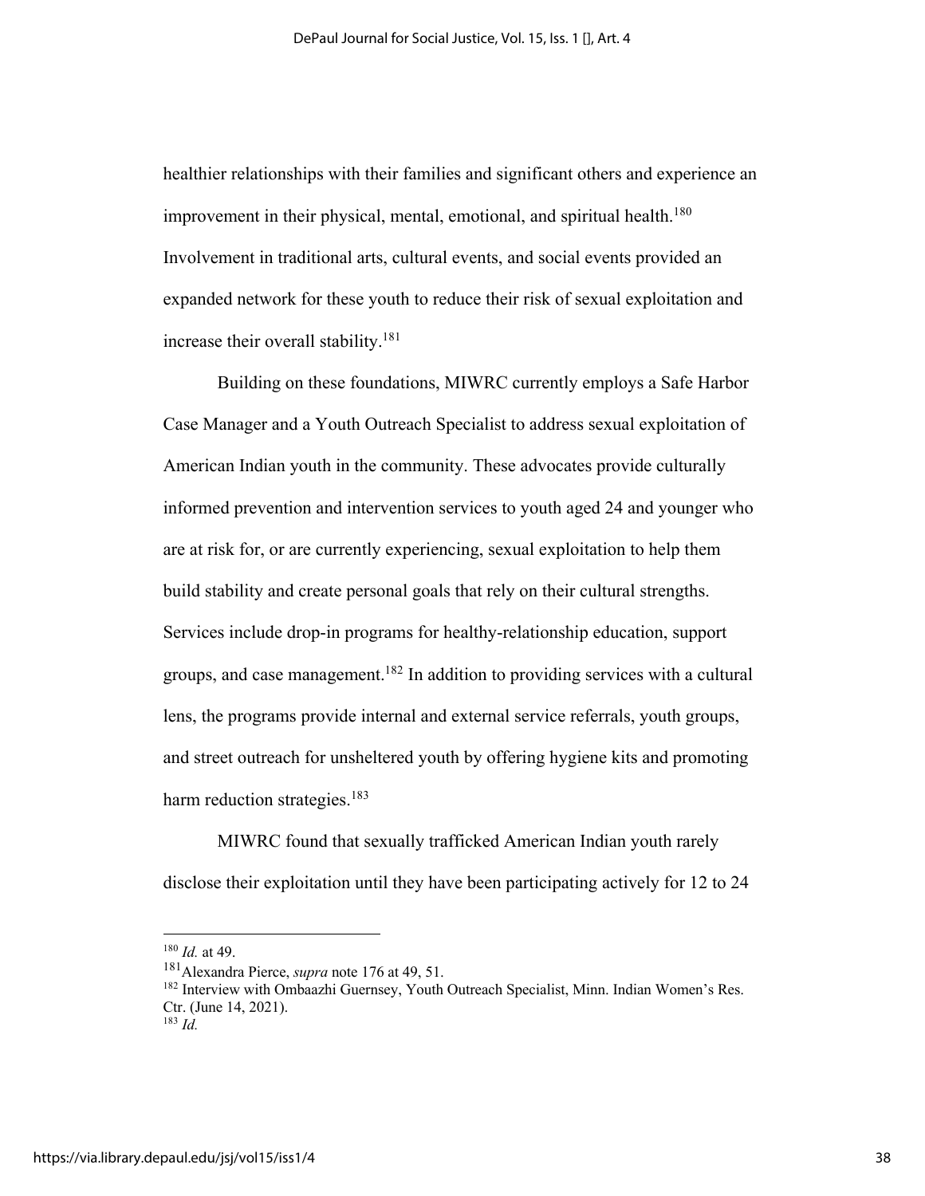healthier relationships with their families and significant others and experience an improvement in their physical, mental, emotional, and spiritual health.[180] Involvement in traditional arts, cultural events, and social events provided an expanded network for these youth to reduce their risk of sexual exploitation and increase their overall stability.[181]

Building on these foundations, MIWRC currently employs a Safe Harbor Case Manager and a Youth Outreach Specialist to address sexual exploitation of American Indian youth in the community. These advocates provide culturally informed prevention and intervention services to youth aged 24 and younger who are at risk for, or are currently experiencing, sexual exploitation to help them build stability and create personal goals that rely on their cultural strengths. Services include drop-in programs for healthy-relationship education, support groups, and case management.[182] In addition to providing services with a cultural lens, the programs provide internal and external service referrals, youth groups, and street outreach for unsheltered youth by offering hygiene kits and promoting harm reduction strategies.[183]

MIWRC found that sexually trafficked American Indian youth rarely disclose their exploitation until they have been participating actively for 12 to 24

---

[180] *Id.* at 49.

[181] Alexandra Pierce, *supra* note 176 at 49, 51.

[182] Interview with Ombaazhi Guernsey, Youth Outreach Specialist, Minn. Indian Women's Res. Ctr. (June 14, 2021).

[183] *Id.*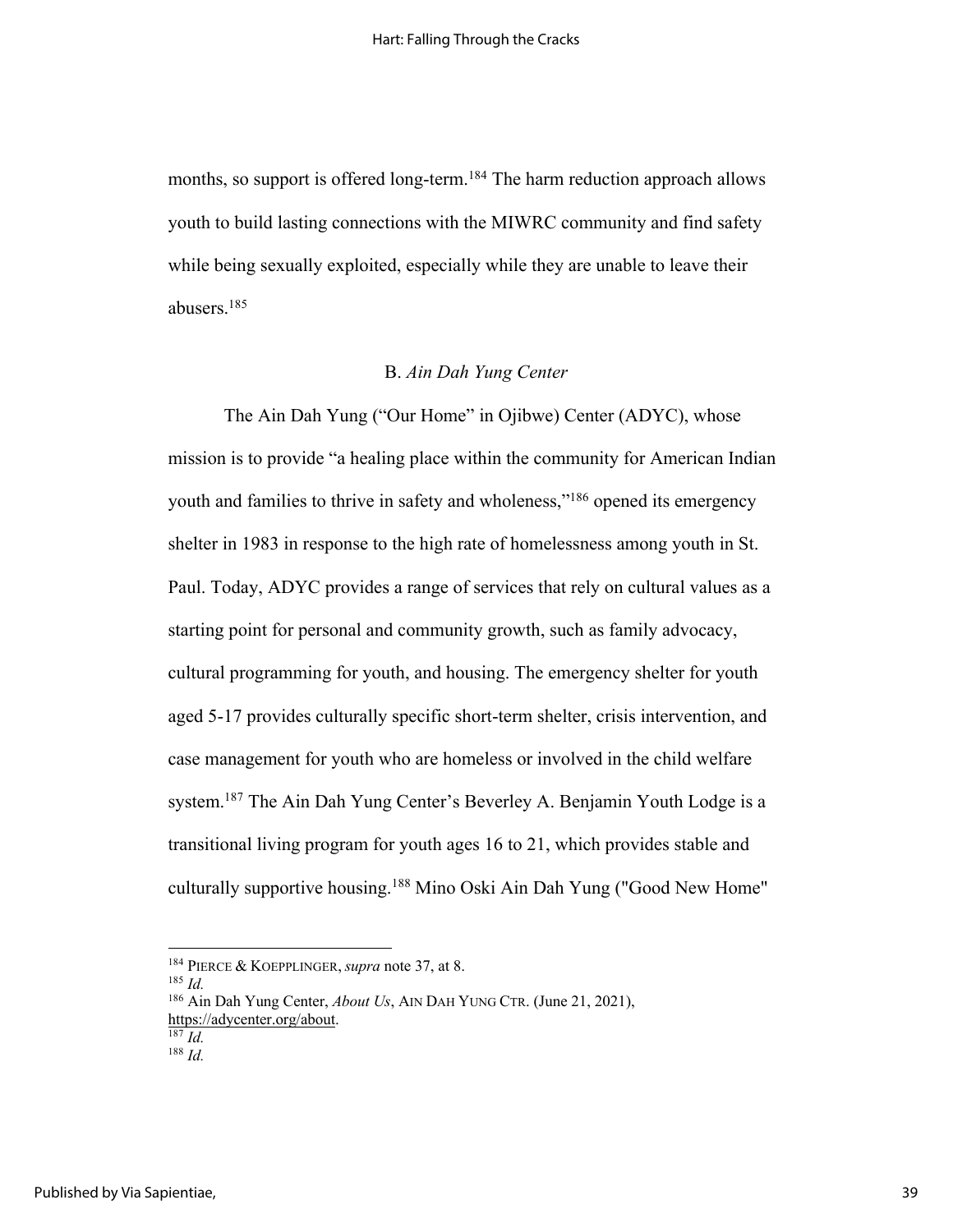months, so support is offered long-term.[184] The harm reduction approach allows youth to build lasting connections with the MIWRC community and find safety while being sexually exploited, especially while they are unable to leave their abusers.[185]

### B. *Ain Dah Yung Center*

The Ain Dah Yung ("Our Home" in Ojibwe) Center (ADYC), whose mission is to provide "a healing place within the community for American Indian youth and families to thrive in safety and wholeness,"[186] opened its emergency shelter in 1983 in response to the high rate of homelessness among youth in St. Paul. Today, ADYC provides a range of services that rely on cultural values as a starting point for personal and community growth, such as family advocacy, cultural programming for youth, and housing. The emergency shelter for youth aged 5-17 provides culturally specific short-term shelter, crisis intervention, and case management for youth who are homeless or involved in the child welfare system.[187] The Ain Dah Yung Center's Beverley A. Benjamin Youth Lodge is a transitional living program for youth ages 16 to 21, which provides stable and culturally supportive housing.[188] Mino Oski Ain Dah Yung ("Good New Home"

---

[184] PIERCE & KOEPPLINGER, *supra* note 37, at 8.

[185] *Id.*

[186] Ain Dah Yung Center, *About Us*, AIN DAH YUNG CTR. (June 21, 2021), https://adycenter.org/about.

[187] *Id.*

[188] *Id.*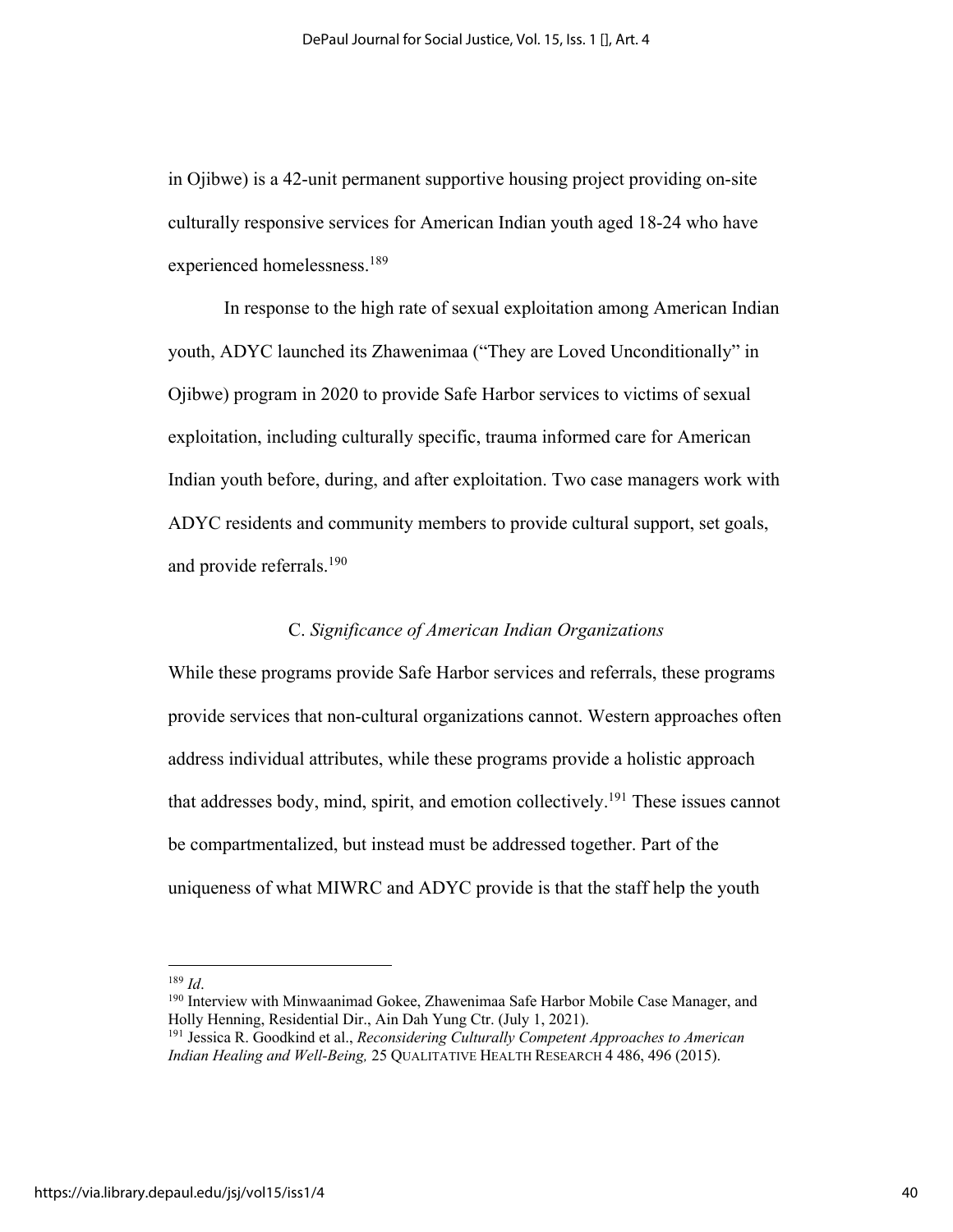in Ojibwe) is a 42-unit permanent supportive housing project providing on-site culturally responsive services for American Indian youth aged 18-24 who have experienced homelessness.[189]

In response to the high rate of sexual exploitation among American Indian youth, ADYC launched its Zhawenimaa ("They are Loved Unconditionally" in Ojibwe) program in 2020 to provide Safe Harbor services to victims of sexual exploitation, including culturally specific, trauma informed care for American Indian youth before, during, and after exploitation. Two case managers work with ADYC residents and community members to provide cultural support, set goals, and provide referrals.[190]

### C. *Significance of American Indian Organizations*

While these programs provide Safe Harbor services and referrals, these programs provide services that non-cultural organizations cannot. Western approaches often address individual attributes, while these programs provide a holistic approach that addresses body, mind, spirit, and emotion collectively.[191] These issues cannot be compartmentalized, but instead must be addressed together. Part of the uniqueness of what MIWRC and ADYC provide is that the staff help the youth

---

[189] *Id*.

[190] Interview with Minwaanimad Gokee, Zhawenimaa Safe Harbor Mobile Case Manager, and Holly Henning, Residential Dir., Ain Dah Yung Ctr. (July 1, 2021).

[191] Jessica R. Goodkind et al., *Reconsidering Culturally Competent Approaches to American Indian Healing and Well-Being,* 25 QUALITATIVE HEALTH RESEARCH 4 486, 496 (2015).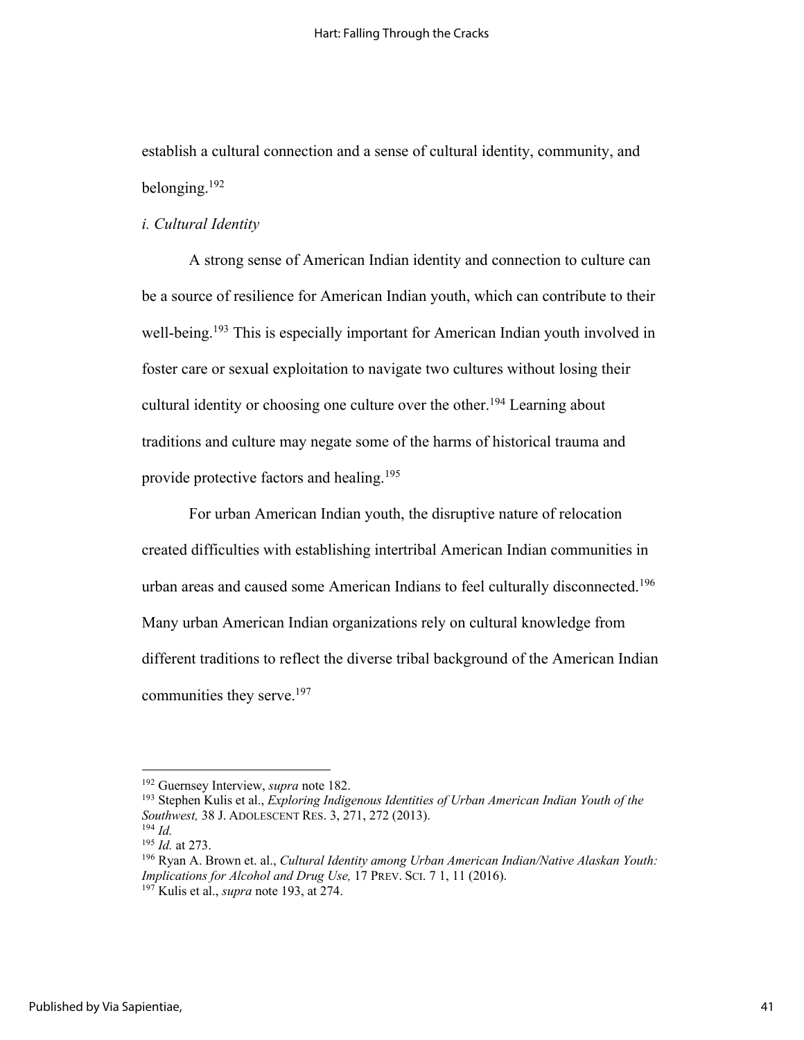establish a cultural connection and a sense of cultural identity, community, and belonging.[192]

*i. Cultural Identity*

A strong sense of American Indian identity and connection to culture can be a source of resilience for American Indian youth, which can contribute to their well-being.[193] This is especially important for American Indian youth involved in foster care or sexual exploitation to navigate two cultures without losing their cultural identity or choosing one culture over the other.[194] Learning about traditions and culture may negate some of the harms of historical trauma and provide protective factors and healing.[195]

For urban American Indian youth, the disruptive nature of relocation created difficulties with establishing intertribal American Indian communities in urban areas and caused some American Indians to feel culturally disconnected.[196] Many urban American Indian organizations rely on cultural knowledge from different traditions to reflect the diverse tribal background of the American Indian communities they serve.[197]

---

[192] Guernsey Interview, *supra* note 182.

[193] Stephen Kulis et al., *Exploring Indigenous Identities of Urban American Indian Youth of the Southwest,* 38 J. ADOLESCENT RES. 3, 271, 272 (2013).

[194] *Id.*

[195] *Id.* at 273.

[196] Ryan A. Brown et. al., *Cultural Identity among Urban American Indian/Native Alaskan Youth: Implications for Alcohol and Drug Use,* 17 PREV. SCI. 7 1, 11 (2016).

[197] Kulis et al., *supra* note 193, at 274.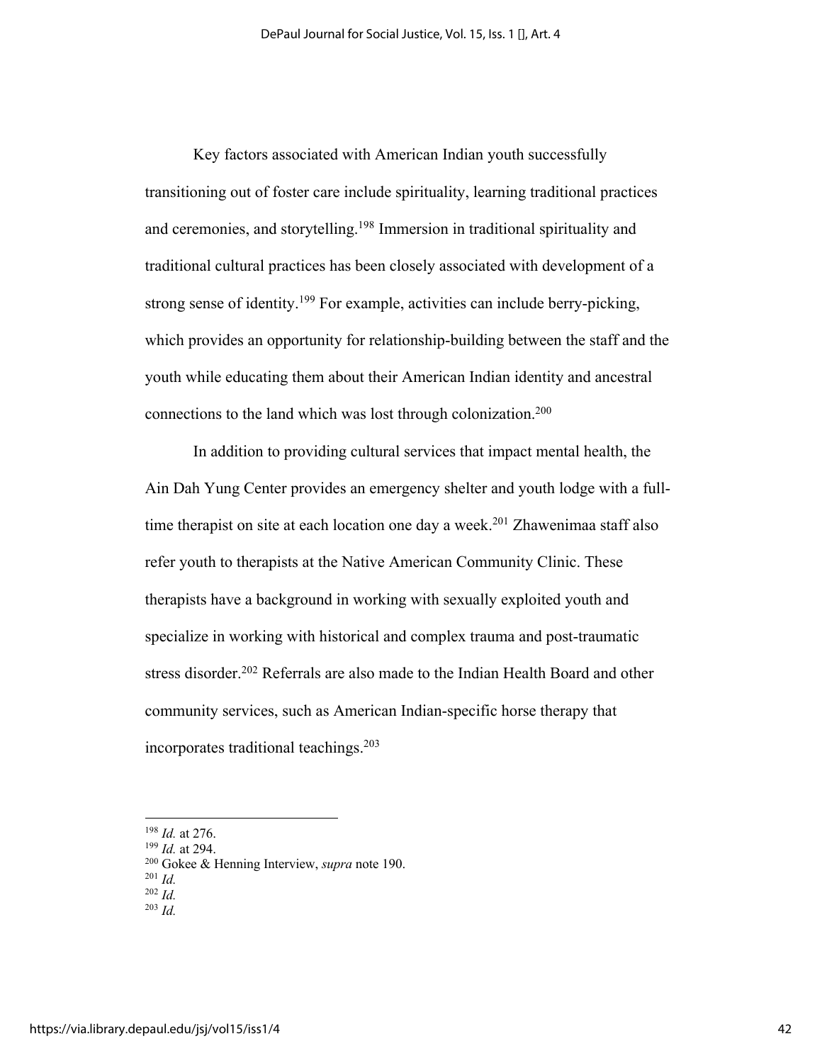Key factors associated with American Indian youth successfully transitioning out of foster care include spirituality, learning traditional practices and ceremonies, and storytelling.[198] Immersion in traditional spirituality and traditional cultural practices has been closely associated with development of a strong sense of identity.[199] For example, activities can include berry-picking, which provides an opportunity for relationship-building between the staff and the youth while educating them about their American Indian identity and ancestral connections to the land which was lost through colonization.[200]

In addition to providing cultural services that impact mental health, the Ain Dah Yung Center provides an emergency shelter and youth lodge with a full-time therapist on site at each location one day a week.[201] Zhawenimaa staff also refer youth to therapists at the Native American Community Clinic. These therapists have a background in working with sexually exploited youth and specialize in working with historical and complex trauma and post-traumatic stress disorder.[202] Referrals are also made to the Indian Health Board and other community services, such as American Indian-specific horse therapy that incorporates traditional teachings.[203]

---

[198] *Id.* at 276.
[199] *Id.* at 294.
[200] Gokee & Henning Interview, *supra* note 190.
[201] *Id.*
[202] *Id.*
[203] *Id.*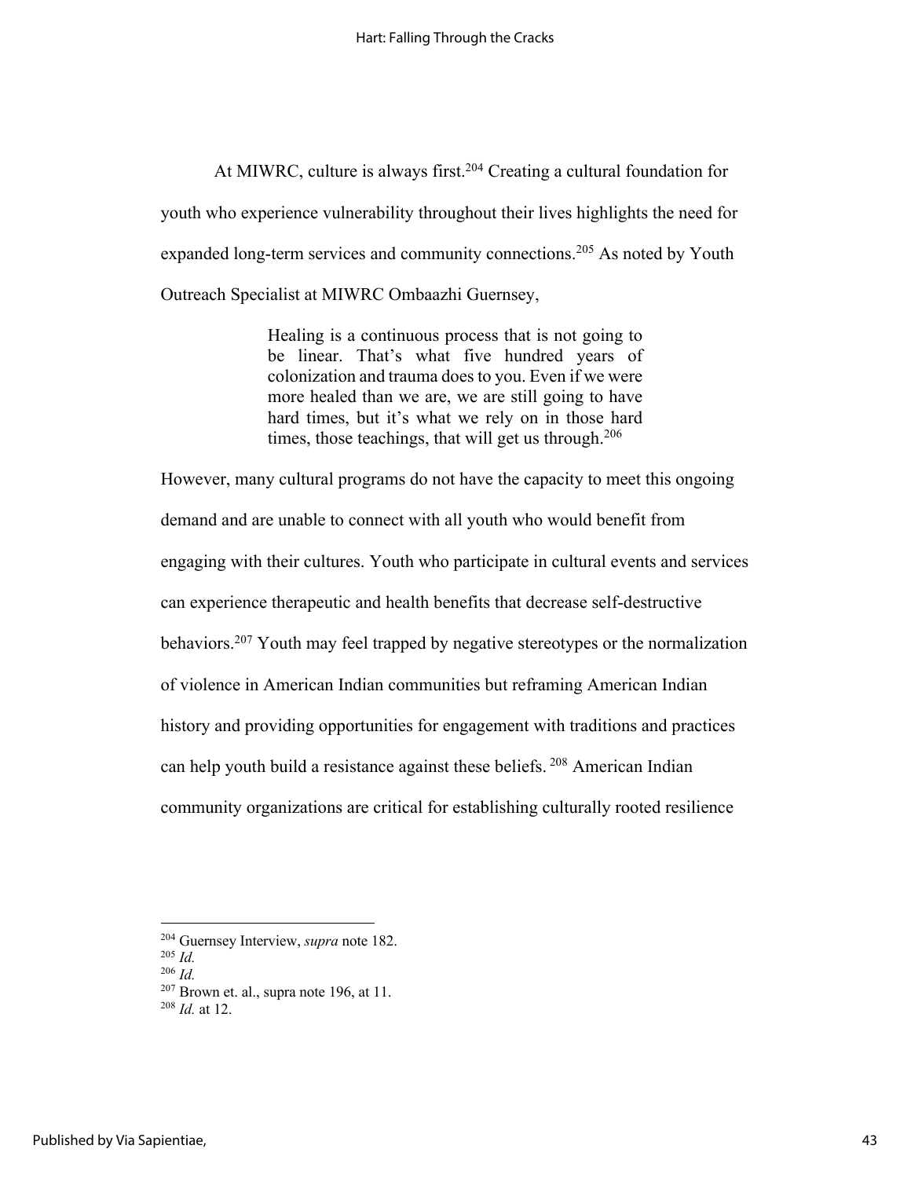At MIWRC, culture is always first.[204] Creating a cultural foundation for youth who experience vulnerability throughout their lives highlights the need for expanded long-term services and community connections.[205] As noted by Youth Outreach Specialist at MIWRC Ombaazhi Guernsey,

> Healing is a continuous process that is not going to be linear. That's what five hundred years of colonization and trauma does to you. Even if we were more healed than we are, we are still going to have hard times, but it's what we rely on in those hard times, those teachings, that will get us through.[206]

However, many cultural programs do not have the capacity to meet this ongoing demand and are unable to connect with all youth who would benefit from engaging with their cultures. Youth who participate in cultural events and services can experience therapeutic and health benefits that decrease self-destructive behaviors.[207] Youth may feel trapped by negative stereotypes or the normalization of violence in American Indian communities but reframing American Indian history and providing opportunities for engagement with traditions and practices can help youth build a resistance against these beliefs. [208] American Indian community organizations are critical for establishing culturally rooted resilience

---

[204] Guernsey Interview, *supra* note 182.
[205] *Id.*
[206] *Id.*
[207] Brown et. al., supra note 196, at 11.
[208] *Id.* at 12.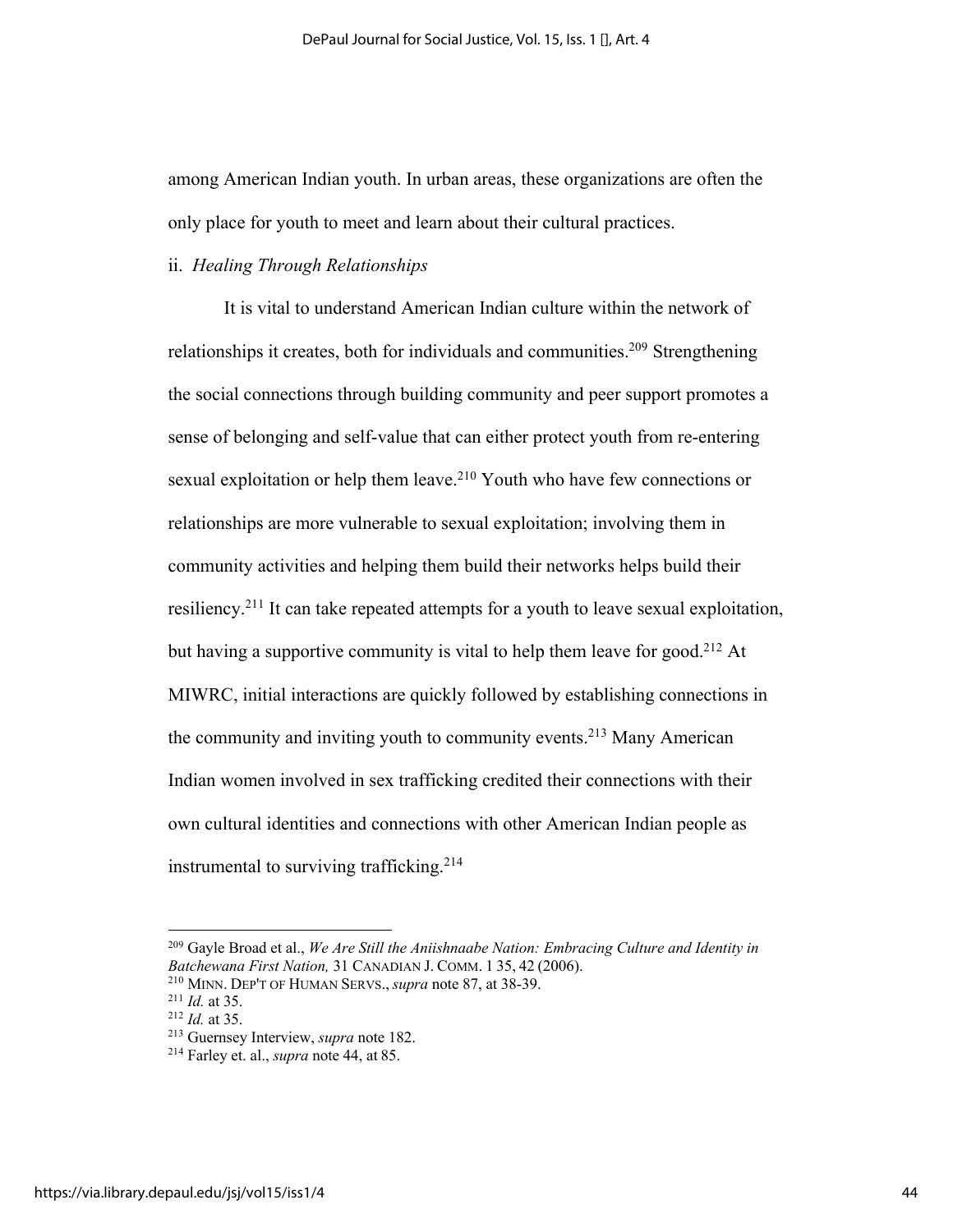among American Indian youth. In urban areas, these organizations are often the only place for youth to meet and learn about their cultural practices.

ii. *Healing Through Relationships*

It is vital to understand American Indian culture within the network of relationships it creates, both for individuals and communities.[209] Strengthening the social connections through building community and peer support promotes a sense of belonging and self-value that can either protect youth from re-entering sexual exploitation or help them leave.[210] Youth who have few connections or relationships are more vulnerable to sexual exploitation; involving them in community activities and helping them build their networks helps build their resiliency.[211] It can take repeated attempts for a youth to leave sexual exploitation, but having a supportive community is vital to help them leave for good.[212] At MIWRC, initial interactions are quickly followed by establishing connections in the community and inviting youth to community events.[213] Many American Indian women involved in sex trafficking credited their connections with their own cultural identities and connections with other American Indian people as instrumental to surviving trafficking.[214]

---

[209] Gayle Broad et al., *We Are Still the Aniishnaabe Nation: Embracing Culture and Identity in Batchewana First Nation,* 31 CANADIAN J. COMM. 1 35, 42 (2006).
[210] MINN. DEP'T OF HUMAN SERVS., *supra* note 87, at 38-39.
[211] *Id.* at 35.
[212] *Id.* at 35.
[213] Guernsey Interview, *supra* note 182.
[214] Farley et. al., *supra* note 44, at 85.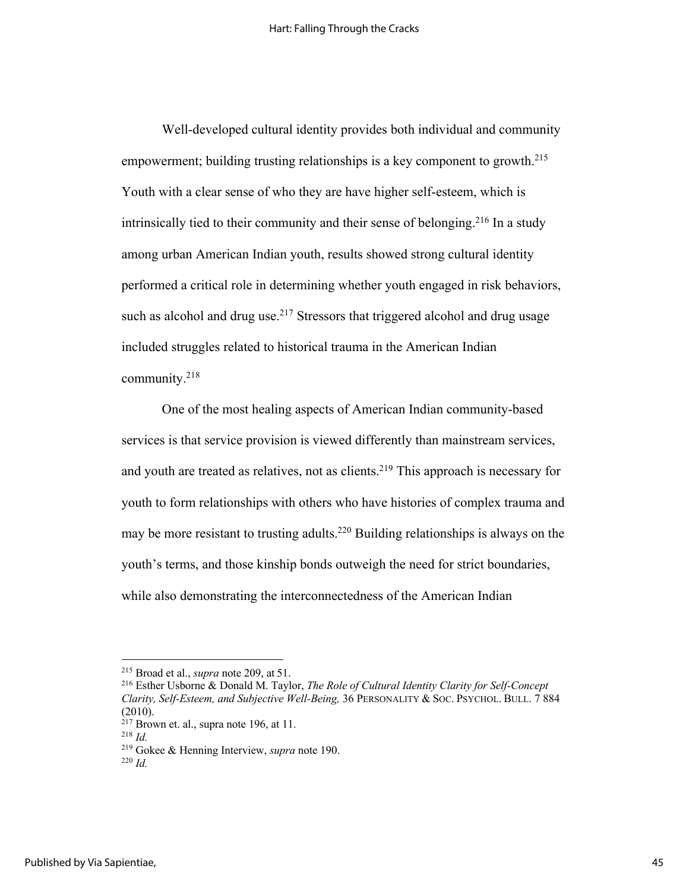Well-developed cultural identity provides both individual and community empowerment; building trusting relationships is a key component to growth.[215] Youth with a clear sense of who they are have higher self-esteem, which is intrinsically tied to their community and their sense of belonging.[216] In a study among urban American Indian youth, results showed strong cultural identity performed a critical role in determining whether youth engaged in risk behaviors, such as alcohol and drug use.[217] Stressors that triggered alcohol and drug usage included struggles related to historical trauma in the American Indian community.[218]

One of the most healing aspects of American Indian community-based services is that service provision is viewed differently than mainstream services, and youth are treated as relatives, not as clients.[219] This approach is necessary for youth to form relationships with others who have histories of complex trauma and may be more resistant to trusting adults.[220] Building relationships is always on the youth's terms, and those kinship bonds outweigh the need for strict boundaries, while also demonstrating the interconnectedness of the American Indian

---

[215] Broad et al., *supra* note 209, at 51.

[216] Esther Usborne & Donald M. Taylor, *The Role of Cultural Identity Clarity for Self-Concept Clarity, Self-Esteem, and Subjective Well-Being,* 36 PERSONALITY & SOC. PSYCHOL. BULL. 7 884 (2010).

[217] Brown et. al., supra note 196, at 11.

[218] *Id.*

[219] Gokee & Henning Interview, *supra* note 190.

[220] *Id.*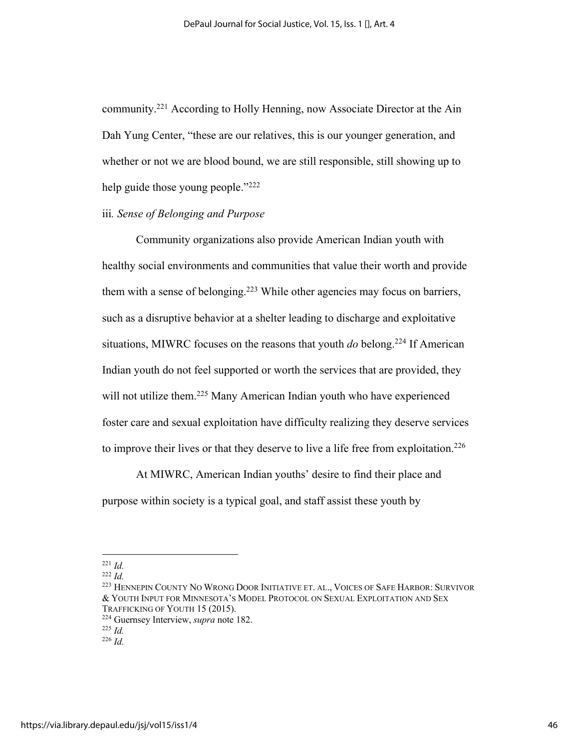community.[221] According to Holly Henning, now Associate Director at the Ain Dah Yung Center, "these are our relatives, this is our younger generation, and whether or not we are blood bound, we are still responsible, still showing up to help guide those young people."[222]

iii. *Sense of Belonging and Purpose*

Community organizations also provide American Indian youth with healthy social environments and communities that value their worth and provide them with a sense of belonging.[223] While other agencies may focus on barriers, such as a disruptive behavior at a shelter leading to discharge and exploitative situations, MIWRC focuses on the reasons that youth *do* belong.[224] If American Indian youth do not feel supported or worth the services that are provided, they will not utilize them.[225] Many American Indian youth who have experienced foster care and sexual exploitation have difficulty realizing they deserve services to improve their lives or that they deserve to live a life free from exploitation.[226]

At MIWRC, American Indian youths' desire to find their place and purpose within society is a typical goal, and staff assist these youth by

---

[221] *Id.*
[222] *Id.*
[223] HENNEPIN COUNTY NO WRONG DOOR INITIATIVE ET. AL., VOICES OF SAFE HARBOR: SURVIVOR & YOUTH INPUT FOR MINNESOTA'S MODEL PROTOCOL ON SEXUAL EXPLOITATION AND SEX TRAFFICKING OF YOUTH 15 (2015).
[224] Guernsey Interview, *supra* note 182.
[225] *Id.*
[226] *Id.*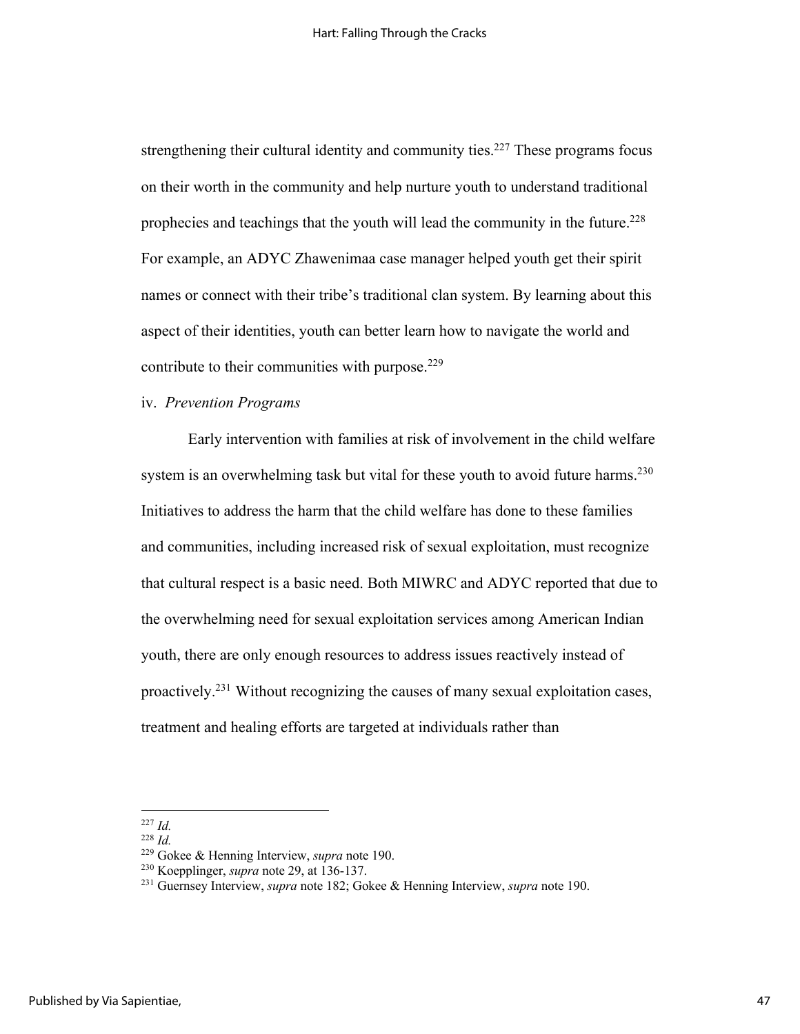strengthening their cultural identity and community ties.[227] These programs focus on their worth in the community and help nurture youth to understand traditional prophecies and teachings that the youth will lead the community in the future.[228] For example, an ADYC Zhawenimaa case manager helped youth get their spirit names or connect with their tribe's traditional clan system. By learning about this aspect of their identities, youth can better learn how to navigate the world and contribute to their communities with purpose.[229]

iv. *Prevention Programs*

Early intervention with families at risk of involvement in the child welfare system is an overwhelming task but vital for these youth to avoid future harms.[230] Initiatives to address the harm that the child welfare has done to these families and communities, including increased risk of sexual exploitation, must recognize that cultural respect is a basic need. Both MIWRC and ADYC reported that due to the overwhelming need for sexual exploitation services among American Indian youth, there are only enough resources to address issues reactively instead of proactively.[231] Without recognizing the causes of many sexual exploitation cases, treatment and healing efforts are targeted at individuals rather than

---

[227] *Id.*

[228] *Id.*

[229] Gokee & Henning Interview, *supra* note 190.

[230] Koepplinger, *supra* note 29, at 136-137.

[231] Guernsey Interview, *supra* note 182; Gokee & Henning Interview, *supra* note 190.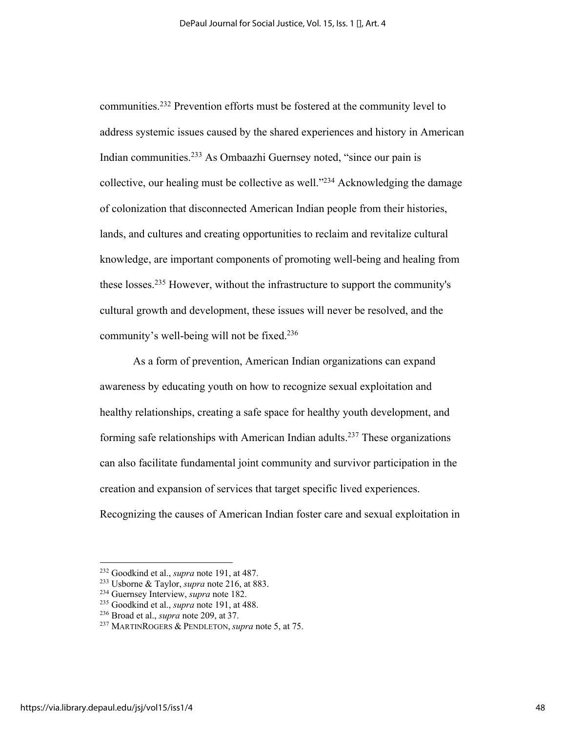communities.[232] Prevention efforts must be fostered at the community level to address systemic issues caused by the shared experiences and history in American Indian communities.[233] As Ombaazhi Guernsey noted, "since our pain is collective, our healing must be collective as well."[234] Acknowledging the damage of colonization that disconnected American Indian people from their histories, lands, and cultures and creating opportunities to reclaim and revitalize cultural knowledge, are important components of promoting well-being and healing from these losses.[235] However, without the infrastructure to support the community's cultural growth and development, these issues will never be resolved, and the community's well-being will not be fixed.[236]

As a form of prevention, American Indian organizations can expand awareness by educating youth on how to recognize sexual exploitation and healthy relationships, creating a safe space for healthy youth development, and forming safe relationships with American Indian adults.[237] These organizations can also facilitate fundamental joint community and survivor participation in the creation and expansion of services that target specific lived experiences. Recognizing the causes of American Indian foster care and sexual exploitation in

---

[232] Goodkind et al., *supra* note 191, at 487.
[233] Usborne & Taylor, *supra* note 216, at 883.
[234] Guernsey Interview, *supra* note 182.
[235] Goodkind et al., *supra* note 191, at 488.
[236] Broad et al., *supra* note 209, at 37.
[237] MARTINROGERS & PENDLETON, *supra* note 5, at 75.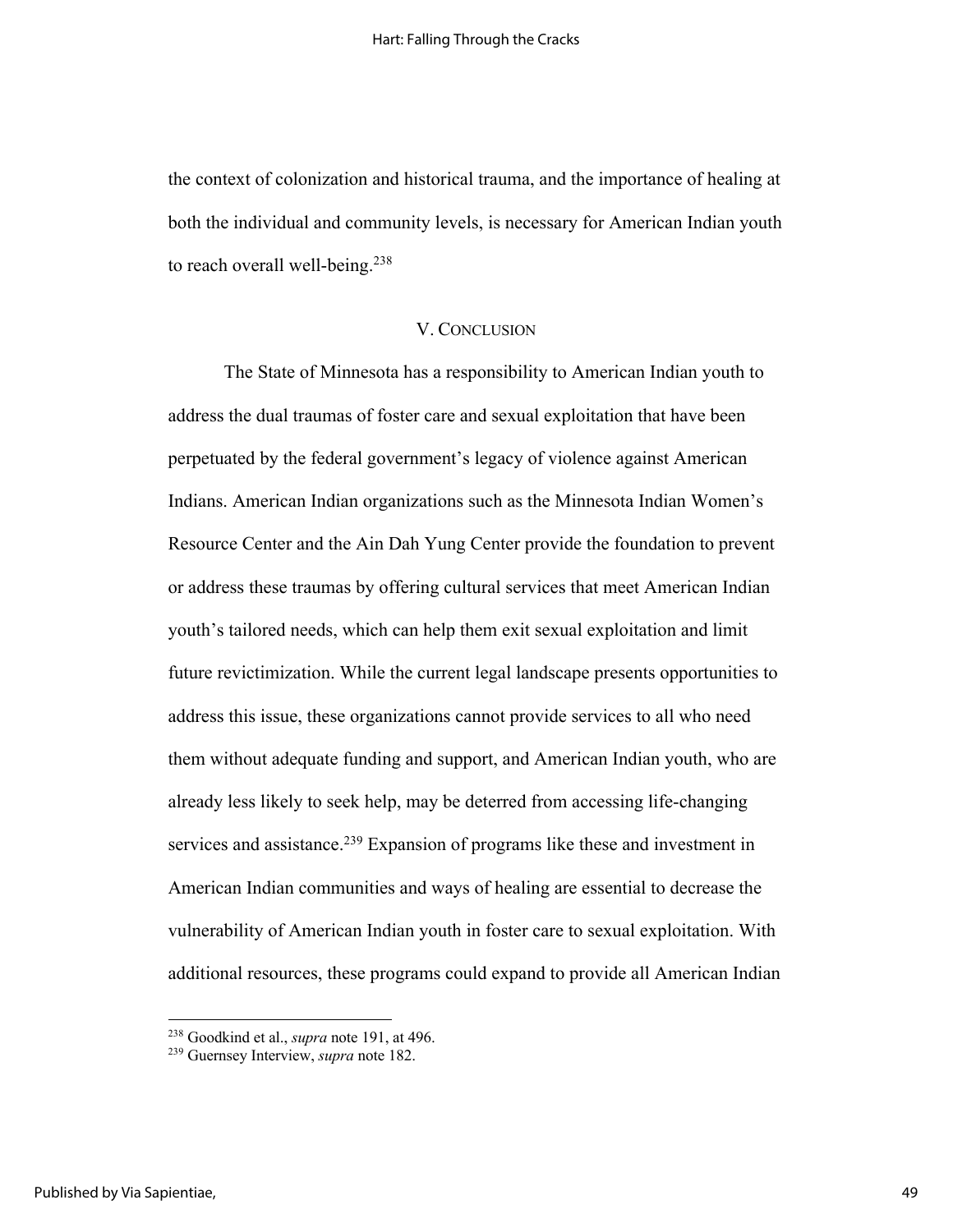the context of colonization and historical trauma, and the importance of healing at both the individual and community levels, is necessary for American Indian youth to reach overall well-being.[238]

## V. CONCLUSION

The State of Minnesota has a responsibility to American Indian youth to address the dual traumas of foster care and sexual exploitation that have been perpetuated by the federal government's legacy of violence against American Indians. American Indian organizations such as the Minnesota Indian Women's Resource Center and the Ain Dah Yung Center provide the foundation to prevent or address these traumas by offering cultural services that meet American Indian youth's tailored needs, which can help them exit sexual exploitation and limit future revictimization. While the current legal landscape presents opportunities to address this issue, these organizations cannot provide services to all who need them without adequate funding and support, and American Indian youth, who are already less likely to seek help, may be deterred from accessing life-changing services and assistance.[239] Expansion of programs like these and investment in American Indian communities and ways of healing are essential to decrease the vulnerability of American Indian youth in foster care to sexual exploitation. With additional resources, these programs could expand to provide all American Indian

---

[238] Goodkind et al., *supra* note 191, at 496.

[239] Guernsey Interview, *supra* note 182.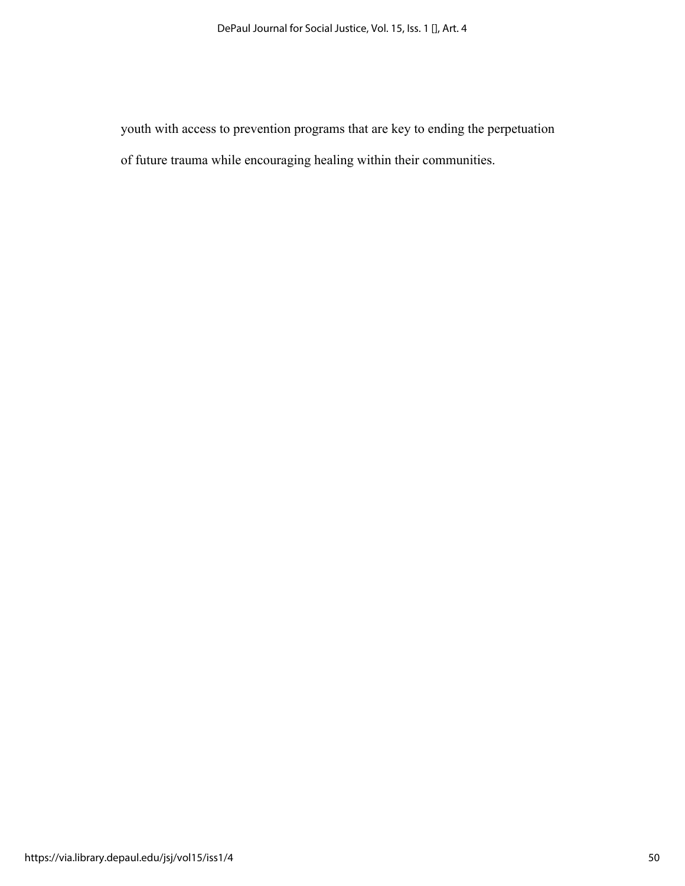youth with access to prevention programs that are key to ending the perpetuation of future trauma while encouraging healing within their communities.